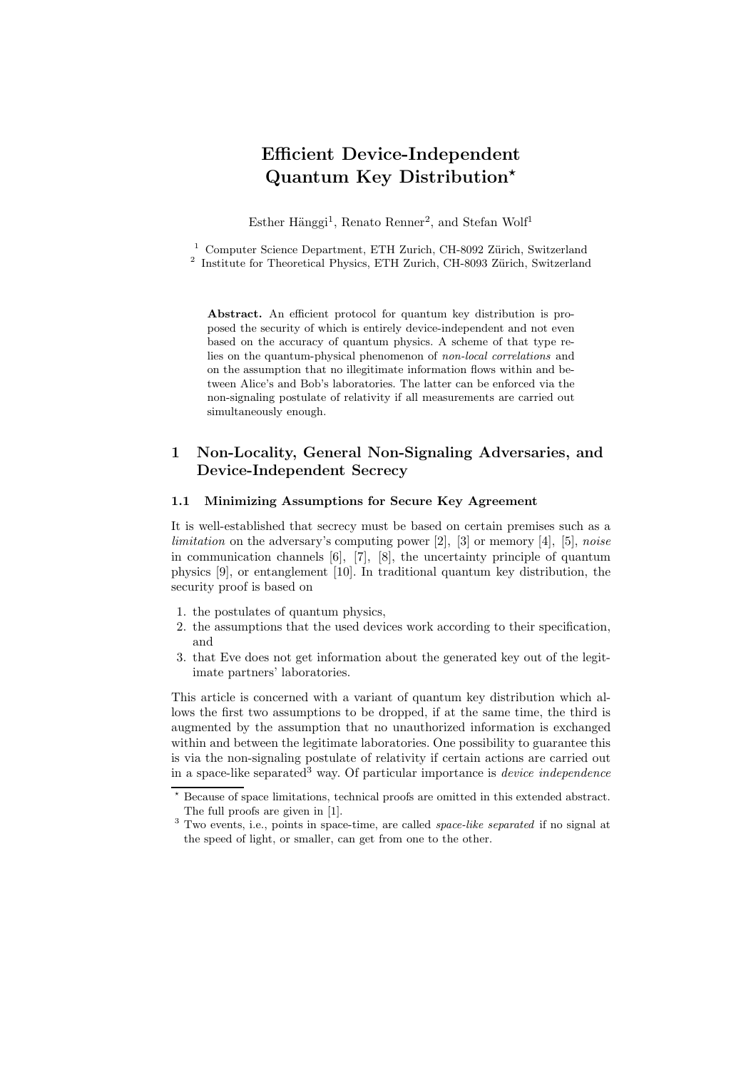# Efficient Device-Independent Quantum Key Distribution*

Esther Hänggi[1], Renato Renner[2], and Stefan Wolf[1]

[1] Computer Science Department, ETH Zurich, CH-8092 Zürich, Switzerland
[2] Institute for Theoretical Physics, ETH Zurich, CH-8093 Zürich, Switzerland

**Abstract.** An efficient protocol for quantum key distribution is proposed the security of which is entirely device-independent and not even based on the accuracy of quantum physics. A scheme of that type relies on the quantum-physical phenomenon of *non-local correlations* and on the assumption that no illegitimate information flows within and between Alice's and Bob's laboratories. The latter can be enforced via the non-signaling postulate of relativity if all measurements are carried out simultaneously enough.

## 1 Non-Locality, General Non-Signaling Adversaries, and Device-Independent Secrecy

### 1.1 Minimizing Assumptions for Secure Key Agreement

It is well-established that secrecy must be based on certain premises such as a *limitation* on the adversary's computing power [2], [3] or memory [4], [5], *noise* in communication channels [6], [7], [8], the uncertainty principle of quantum physics [9], or entanglement [10]. In traditional quantum key distribution, the security proof is based on

1. the postulates of quantum physics,
2. the assumptions that the used devices work according to their specification, and
3. that Eve does not get information about the generated key out of the legitimate partners' laboratories.

This article is concerned with a variant of quantum key distribution which allows the first two assumptions to be dropped, if at the same time, the third is augmented by the assumption that no unauthorized information is exchanged within and between the legitimate laboratories. One possibility to guarantee this is via the non-signaling postulate of relativity if certain actions are carried out in a space-like separated[3] way. Of particular importance is *device independence*

* Because of space limitations, technical proofs are omitted in this extended abstract. The full proofs are given in [1].

[3] Two events, i.e., points in space-time, are called *space-like separated* if no signal at the speed of light, or smaller, can get from one to the other.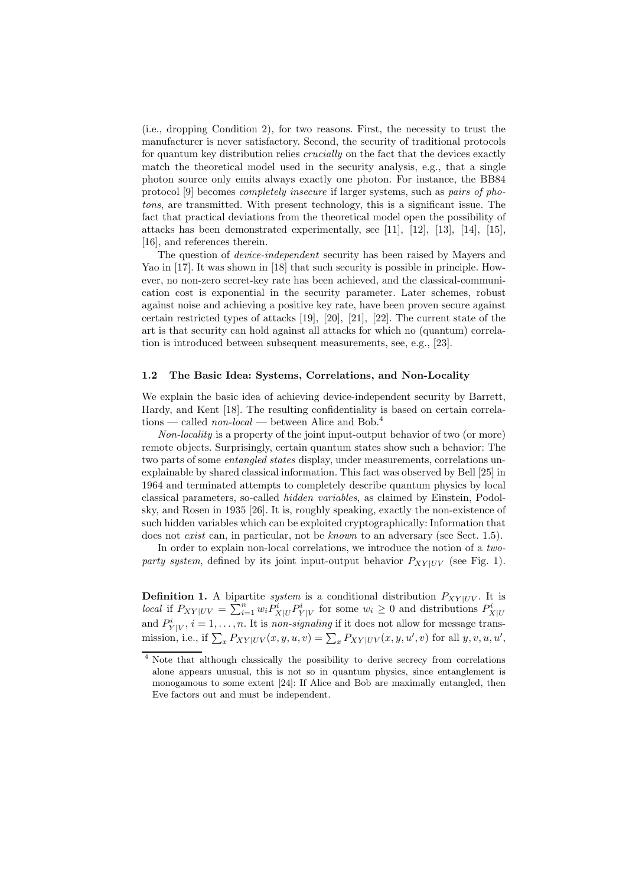(i.e., dropping Condition 2), for two reasons. First, the necessity to trust the manufacturer is never satisfactory. Second, the security of traditional protocols for quantum key distribution relies *crucially* on the fact that the devices exactly match the theoretical model used in the security analysis, e.g., that a single photon source only emits always exactly one photon. For instance, the BB84 protocol [9] becomes *completely insecure* if larger systems, such as *pairs of photons*, are transmitted. With present technology, this is a significant issue. The fact that practical deviations from the theoretical model open the possibility of attacks has been demonstrated experimentally, see [11], [12], [13], [14], [15], [16], and references therein.

The question of *device-independent* security has been raised by Mayers and Yao in [17]. It was shown in [18] that such security is possible in principle. However, no non-zero secret-key rate has been achieved, and the classical-communication cost is exponential in the security parameter. Later schemes, robust against noise and achieving a positive key rate, have been proven secure against certain restricted types of attacks [19], [20], [21], [22]. The current state of the art is that security can hold against all attacks for which no (quantum) correlation is introduced between subsequent measurements, see, e.g., [23].

### 1.2 The Basic Idea: Systems, Correlations, and Non-Locality

We explain the basic idea of achieving device-independent security by Barrett, Hardy, and Kent [18]. The resulting confidentiality is based on certain correlations — called *non-local* — between Alice and Bob.[4]

*Non-locality* is a property of the joint input-output behavior of two (or more) remote objects. Surprisingly, certain quantum states show such a behavior: The two parts of some *entangled states* display, under measurements, correlations unexplainable by shared classical information. This fact was observed by Bell [25] in 1964 and terminated attempts to completely describe quantum physics by local classical parameters, so-called *hidden variables*, as claimed by Einstein, Podolsky, and Rosen in 1935 [26]. It is, roughly speaking, exactly the non-existence of such hidden variables which can be exploited cryptographically: Information that does not *exist* can, in particular, not be *known* to an adversary (see Sect. 1.5).

In order to explain non-local correlations, we introduce the notion of a *two-party system*, defined by its joint input-output behavior $P_{XY|UV}$ (see Fig. 1).

**Definition 1.** A bipartite *system* is a conditional distribution $P_{XY|UV}$. It is *local* if $P_{XY|UV} = \sum_{i=1}^{n} w_i P^i_{X|U} P^i_{Y|V}$ for some $w_i \geq 0$ and distributions $P^i_{X|U}$ and $P^i_{Y|V}$, $i = 1, \ldots, n$. It is *non-signaling* if it does not allow for message transmission, i.e., if $\sum_x P_{XY|UV}(x, y, u, v) = \sum_x P_{XY|UV}(x, y, u', v)$ for all $y, v, u, u'$,

[4] Note that although classically the possibility to derive secrecy from correlations alone appears unusual, this is not so in quantum physics, since entanglement is monogamous to some extent [24]: If Alice and Bob are maximally entangled, then Eve factors out and must be independent.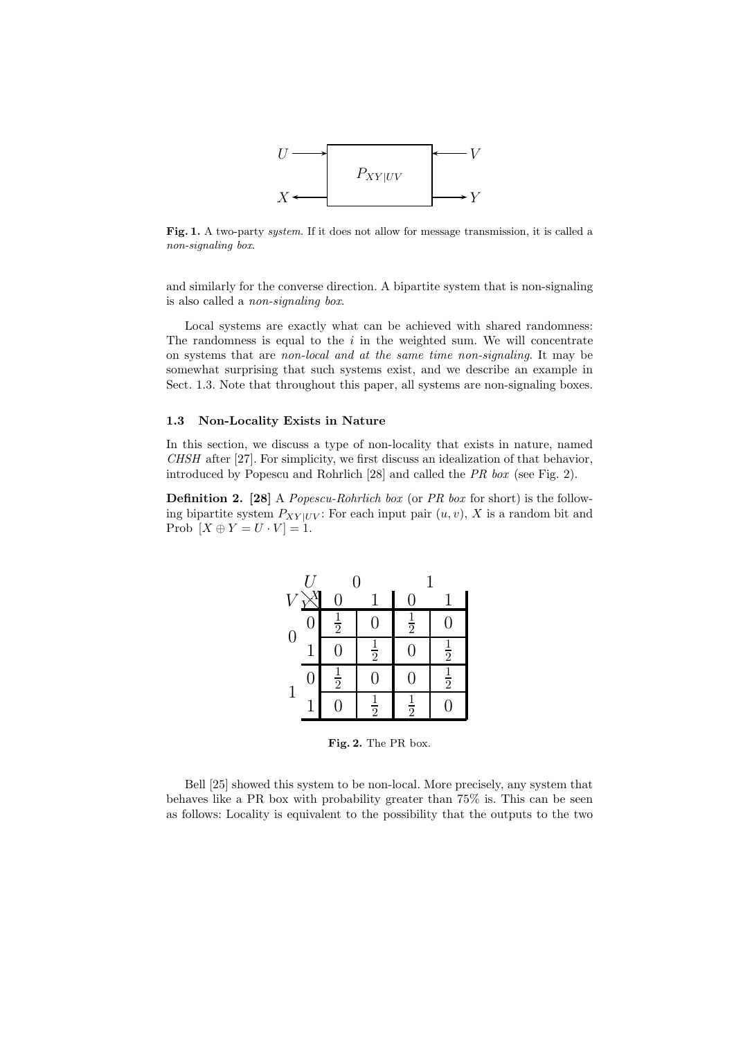Fig. 1. A two-party *system*. If it does not allow for message transmission, it is called a *non-signaling box*.

and similarly for the converse direction. A bipartite system that is non-signaling is also called a *non-signaling box*.

Local systems are exactly what can be achieved with shared randomness: The randomness is equal to the $i$ in the weighted sum. We will concentrate on systems that are *non-local and at the same time non-signaling*. It may be somewhat surprising that such systems exist, and we describe an example in Sect. 1.3. Note that throughout this paper, all systems are non-signaling boxes.

### 1.3 Non-Locality Exists in Nature

In this section, we discuss a type of non-locality that exists in nature, named *CHSH* after [27]. For simplicity, we first discuss an idealization of that behavior, introduced by Popescu and Rohrlich [28] and called the *PR box* (see Fig. 2).

**Definition 2. [28]** A *Popescu-Rohrlich box* (or *PR box* for short) is the following bipartite system $P_{XY|UV}$: For each input pair $(u, v)$, $X$ is a random bit and Prob $[X \oplus Y = U \cdot V] = 1$.

| $V$ | $U$ | 0 | | 1 | |
|---|---|---|---|---|---|
| | $Y$ \ $X$ | 0 | 1 | 0 | 1 |
| 0 | 0 | $\frac{1}{2}$ | 0 | $\frac{1}{2}$ | 0 |
| | 1 | 0 | $\frac{1}{2}$ | 0 | $\frac{1}{2}$ |
| 1 | 0 | $\frac{1}{2}$ | 0 | 0 | $\frac{1}{2}$ |
| | 1 | 0 | $\frac{1}{2}$ | $\frac{1}{2}$ | 0 |

Fig. 2. The PR box.

Bell [25] showed this system to be non-local. More precisely, any system that behaves like a PR box with probability greater than 75% is. This can be seen as follows: Locality is equivalent to the possibility that the outputs to the two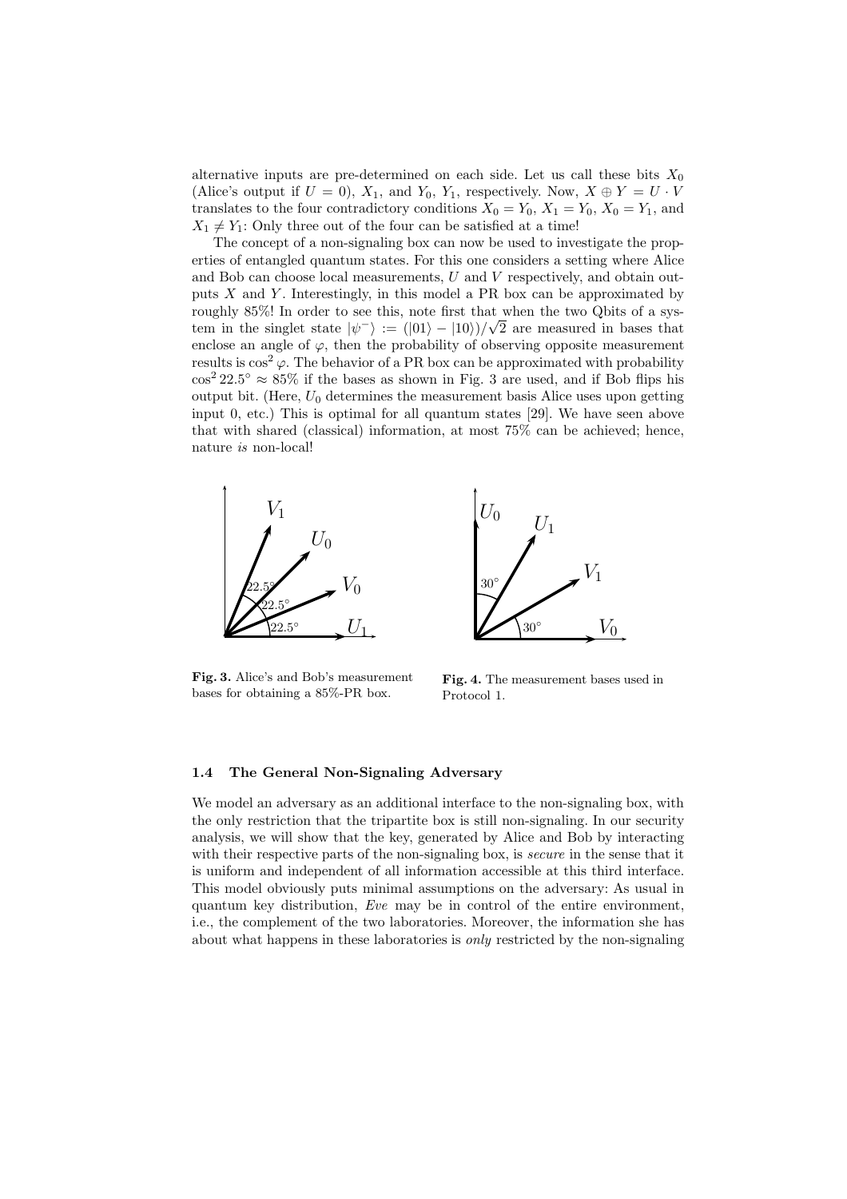alternative inputs are pre-determined on each side. Let us call these bits $X_0$ (Alice's output if $U = 0$), $X_1$, and $Y_0$, $Y_1$, respectively. Now, $X \oplus Y = U \cdot V$ translates to the four contradictory conditions $X_0 = Y_0$, $X_1 = Y_0$, $X_0 = Y_1$, and $X_1 \neq Y_1$: Only three out of the four can be satisfied at a time!

The concept of a non-signaling box can now be used to investigate the properties of entangled quantum states. For this one considers a setting where Alice and Bob can choose local measurements, $U$ and $V$ respectively, and obtain outputs $X$ and $Y$. Interestingly, in this model a PR box can be approximated by roughly 85%! In order to see this, note first that when the two Qbits of a system in the singlet state $|\psi^-\rangle := (|01\rangle - |10\rangle)/\sqrt{2}$ are measured in bases that enclose an angle of $\varphi$, then the probability of observing opposite measurement results is $\cos^2 \varphi$. The behavior of a PR box can be approximated with probability $\cos^2 22.5^\circ \approx 85\%$ if the bases as shown in Fig. 3 are used, and if Bob flips his output bit. (Here, $U_0$ determines the measurement basis Alice uses upon getting input 0, etc.) This is optimal for all quantum states [29]. We have seen above that with shared (classical) information, at most 75% can be achieved; hence, nature *is* non-local!

**Fig. 3.** Alice's and Bob's measurement bases for obtaining a 85%-PR box.

**Fig. 4.** The measurement bases used in Protocol 1.

### 1.4 The General Non-Signaling Adversary

We model an adversary as an additional interface to the non-signaling box, with the only restriction that the tripartite box is still non-signaling. In our security analysis, we will show that the key, generated by Alice and Bob by interacting with their respective parts of the non-signaling box, is *secure* in the sense that it is uniform and independent of all information accessible at this third interface. This model obviously puts minimal assumptions on the adversary: As usual in quantum key distribution, *Eve* may be in control of the entire environment, i.e., the complement of the two laboratories. Moreover, the information she has about what happens in these laboratories is *only* restricted by the non-signaling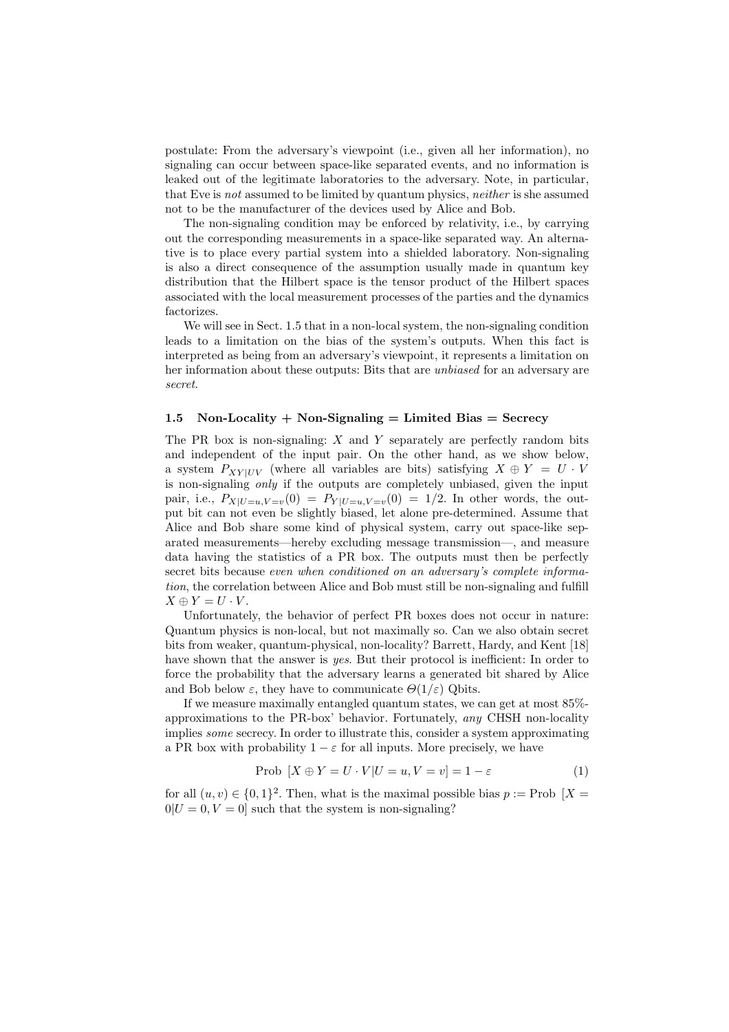postulate: From the adversary's viewpoint (i.e., given all her information), no signaling can occur between space-like separated events, and no information is leaked out of the legitimate laboratories to the adversary. Note, in particular, that Eve is *not* assumed to be limited by quantum physics, *neither* is she assumed not to be the manufacturer of the devices used by Alice and Bob.

The non-signaling condition may be enforced by relativity, i.e., by carrying out the corresponding measurements in a space-like separated way. An alternative is to place every partial system into a shielded laboratory. Non-signaling is also a direct consequence of the assumption usually made in quantum key distribution that the Hilbert space is the tensor product of the Hilbert spaces associated with the local measurement processes of the parties and the dynamics factorizes.

We will see in Sect. 1.5 that in a non-local system, the non-signaling condition leads to a limitation on the bias of the system's outputs. When this fact is interpreted as being from an adversary's viewpoint, it represents a limitation on her information about these outputs: Bits that are *unbiased* for an adversary are *secret*.

### 1.5 Non-Locality + Non-Signaling = Limited Bias = Secrecy

The PR box is non-signaling: $X$ and $Y$ separately are perfectly random bits and independent of the input pair. On the other hand, as we show below, a system $P_{XY|UV}$ (where all variables are bits) satisfying $X \oplus Y = U \cdot V$ is non-signaling *only* if the outputs are completely unbiased, given the input pair, i.e., $P_{X|U=u,V=v}(0) = P_{Y|U=u,V=v}(0) = 1/2$. In other words, the output bit can not even be slightly biased, let alone pre-determined. Assume that Alice and Bob share some kind of physical system, carry out space-like separated measurements—hereby excluding message transmission—, and measure data having the statistics of a PR box. The outputs must then be perfectly secret bits because *even when conditioned on an adversary's complete information*, the correlation between Alice and Bob must still be non-signaling and fulfill $X \oplus Y = U \cdot V$.

Unfortunately, the behavior of perfect PR boxes does not occur in nature: Quantum physics is non-local, but not maximally so. Can we also obtain secret bits from weaker, quantum-physical, non-locality? Barrett, Hardy, and Kent [18] have shown that the answer is *yes*. But their protocol is inefficient: In order to force the probability that the adversary learns a generated bit shared by Alice and Bob below $\varepsilon$, they have to communicate $\Theta(1/\varepsilon)$ Qbits.

If we measure maximally entangled quantum states, we can get at most 85%-approximations to the PR-box' behavior. Fortunately, *any* CHSH non-locality implies *some* secrecy. In order to illustrate this, consider a system approximating a PR box with probability $1 - \varepsilon$ for all inputs. More precisely, we have

$$\text{Prob}\ [X \oplus Y = U \cdot V | U = u, V = v] = 1 - \varepsilon \tag{1}$$

for all $(u, v) \in \{0, 1\}^2$. Then, what is the maximal possible bias $p := \text{Prob}\ [X = 0|U = 0, V = 0]$ such that the system is non-signaling?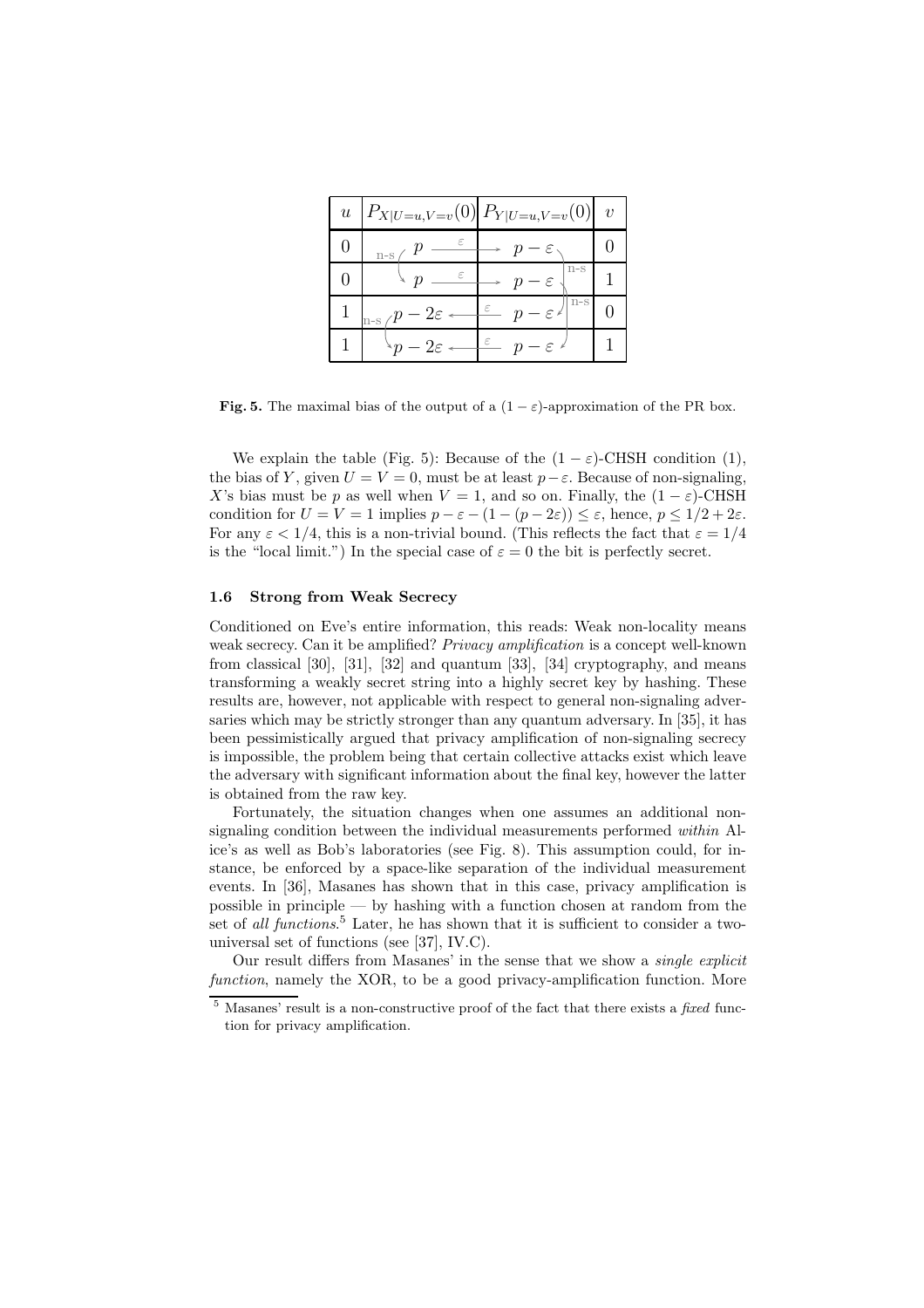| $u$ | $P_{X\|U=u,V=v}(0)$ | $P_{Y\|U=u,V=v}(0)$ | $v$ |
|---|---|---|---|
| 0 | $p$ | $p-\varepsilon$ | 0 |
| 0 | $p$ | $p-\varepsilon$ | 1 |
| 1 | $p-2\varepsilon$ | $p-\varepsilon$ | 0 |
| 1 | $p-2\varepsilon$ | $p-\varepsilon$ | 1 |

**Fig. 5.** The maximal bias of the output of a $(1-\varepsilon)$-approximation of the PR box.

We explain the table (Fig. 5): Because of the $(1-\varepsilon)$-CHSH condition (1), the bias of $Y$, given $U = V = 0$, must be at least $p-\varepsilon$. Because of non-signaling, $X$'s bias must be $p$ as well when $V = 1$, and so on. Finally, the $(1-\varepsilon)$-CHSH condition for $U = V = 1$ implies $p - \varepsilon - (1 - (p - 2\varepsilon)) \leq \varepsilon$, hence, $p \leq 1/2 + 2\varepsilon$. For any $\varepsilon < 1/4$, this is a non-trivial bound. (This reflects the fact that $\varepsilon = 1/4$ is the "local limit.") In the special case of $\varepsilon = 0$ the bit is perfectly secret.

### 1.6 Strong from Weak Secrecy

Conditioned on Eve's entire information, this reads: Weak non-locality means weak secrecy. Can it be amplified? *Privacy amplification* is a concept well-known from classical [30], [31], [32] and quantum [33], [34] cryptography, and means transforming a weakly secret string into a highly secret key by hashing. These results are, however, not applicable with respect to general non-signaling adversaries which may be strictly stronger than any quantum adversary. In [35], it has been pessimistically argued that privacy amplification of non-signaling secrecy is impossible, the problem being that certain collective attacks exist which leave the adversary with significant information about the final key, however the latter is obtained from the raw key.

Fortunately, the situation changes when one assumes an additional non-signaling condition between the individual measurements performed *within* Alice's as well as Bob's laboratories (see Fig. 8). This assumption could, for instance, be enforced by a space-like separation of the individual measurement events. In [36], Masanes has shown that in this case, privacy amplification is possible in principle — by hashing with a function chosen at random from the set of *all functions*.[5] Later, he has shown that it is sufficient to consider a two-universal set of functions (see [37], IV.C).

Our result differs from Masanes' in the sense that we show a *single explicit function*, namely the XOR, to be a good privacy-amplification function. More

[5] Masanes' result is a non-constructive proof of the fact that there exists a *fixed* function for privacy amplification.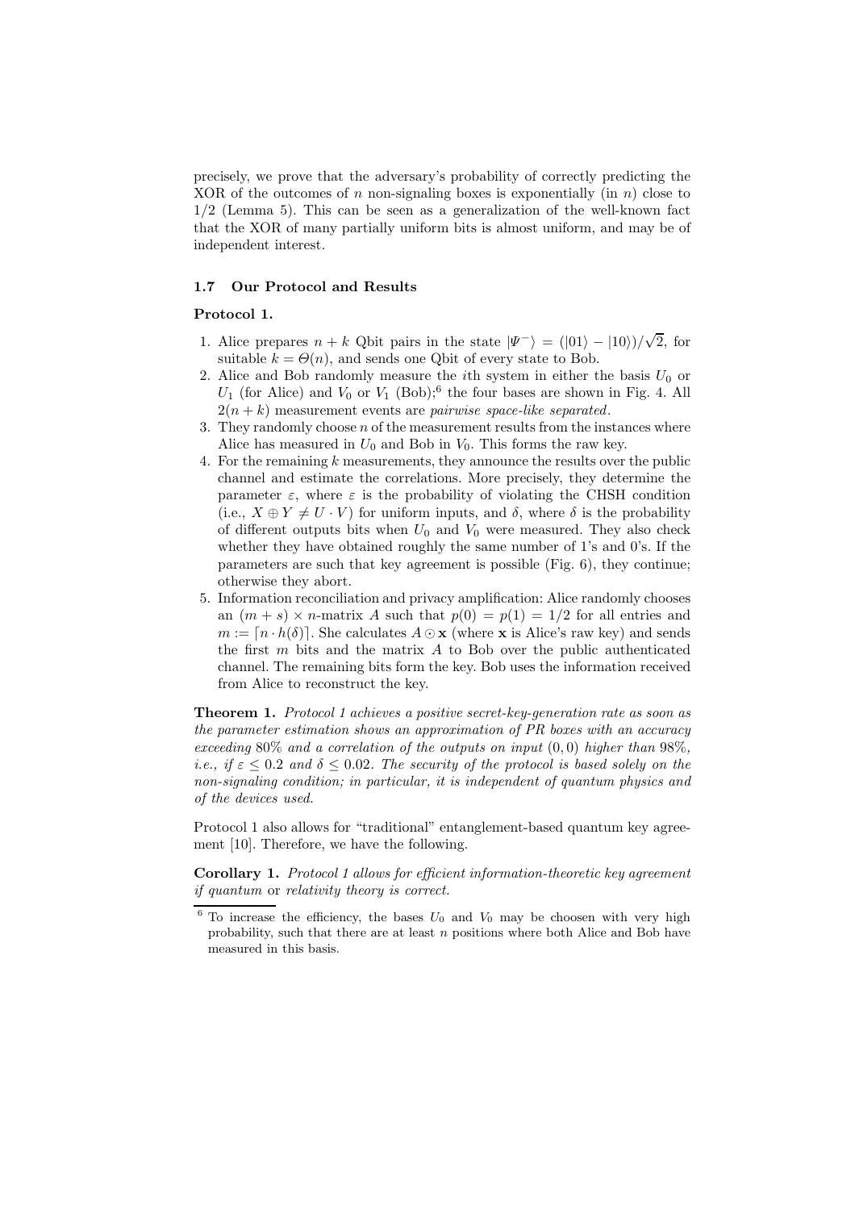precisely, we prove that the adversary's probability of correctly predicting the XOR of the outcomes of $n$ non-signaling boxes is exponentially (in $n$) close to $1/2$ (Lemma 5). This can be seen as a generalization of the well-known fact that the XOR of many partially uniform bits is almost uniform, and may be of independent interest.

### 1.7 Our Protocol and Results

**Protocol 1.**

1. Alice prepares $n + k$ Qbit pairs in the state $|\Psi^-\rangle = (|01\rangle - |10\rangle)/\sqrt{2}$, for suitable $k = \Theta(n)$, and sends one Qbit of every state to Bob.
2. Alice and Bob randomly measure the $i$th system in either the basis $U_0$ or $U_1$ (for Alice) and $V_0$ or $V_1$ (Bob);[6] the four bases are shown in Fig. 4. All $2(n + k)$ measurement events are *pairwise space-like separated*.
3. They randomly choose $n$ of the measurement results from the instances where Alice has measured in $U_0$ and Bob in $V_0$. This forms the raw key.
4. For the remaining $k$ measurements, they announce the results over the public channel and estimate the correlations. More precisely, they determine the parameter $\varepsilon$, where $\varepsilon$ is the probability of violating the CHSH condition (i.e., $X \oplus Y \neq U \cdot V$) for uniform inputs, and $\delta$, where $\delta$ is the probability of different outputs bits when $U_0$ and $V_0$ were measured. They also check whether they have obtained roughly the same number of 1's and 0's. If the parameters are such that key agreement is possible (Fig. 6), they continue; otherwise they abort.
5. Information reconciliation and privacy amplification: Alice randomly chooses an $(m + s) \times n$-matrix $A$ such that $p(0) = p(1) = 1/2$ for all entries and $m := \lceil n \cdot h(\delta) \rceil$. She calculates $A \odot \mathbf{x}$ (where $\mathbf{x}$ is Alice's raw key) and sends the first $m$ bits and the matrix $A$ to Bob over the public authenticated channel. The remaining bits form the key. Bob uses the information received from Alice to reconstruct the key.

**Theorem 1.** *Protocol 1 achieves a positive secret-key-generation rate as soon as the parameter estimation shows an approximation of PR boxes with an accuracy exceeding 80% and a correlation of the outputs on input $(0, 0)$ higher than 98%, i.e., if $\varepsilon \leq 0.2$ and $\delta \leq 0.02$. The security of the protocol is based solely on the non-signaling condition; in particular, it is independent of quantum physics and of the devices used.*

Protocol 1 also allows for "traditional" entanglement-based quantum key agreement [10]. Therefore, we have the following.

**Corollary 1.** *Protocol 1 allows for efficient information-theoretic key agreement if quantum* or *relativity theory is correct.*

[6] To increase the efficiency, the bases $U_0$ and $V_0$ may be choosen with very high probability, such that there are at least $n$ positions where both Alice and Bob have measured in this basis.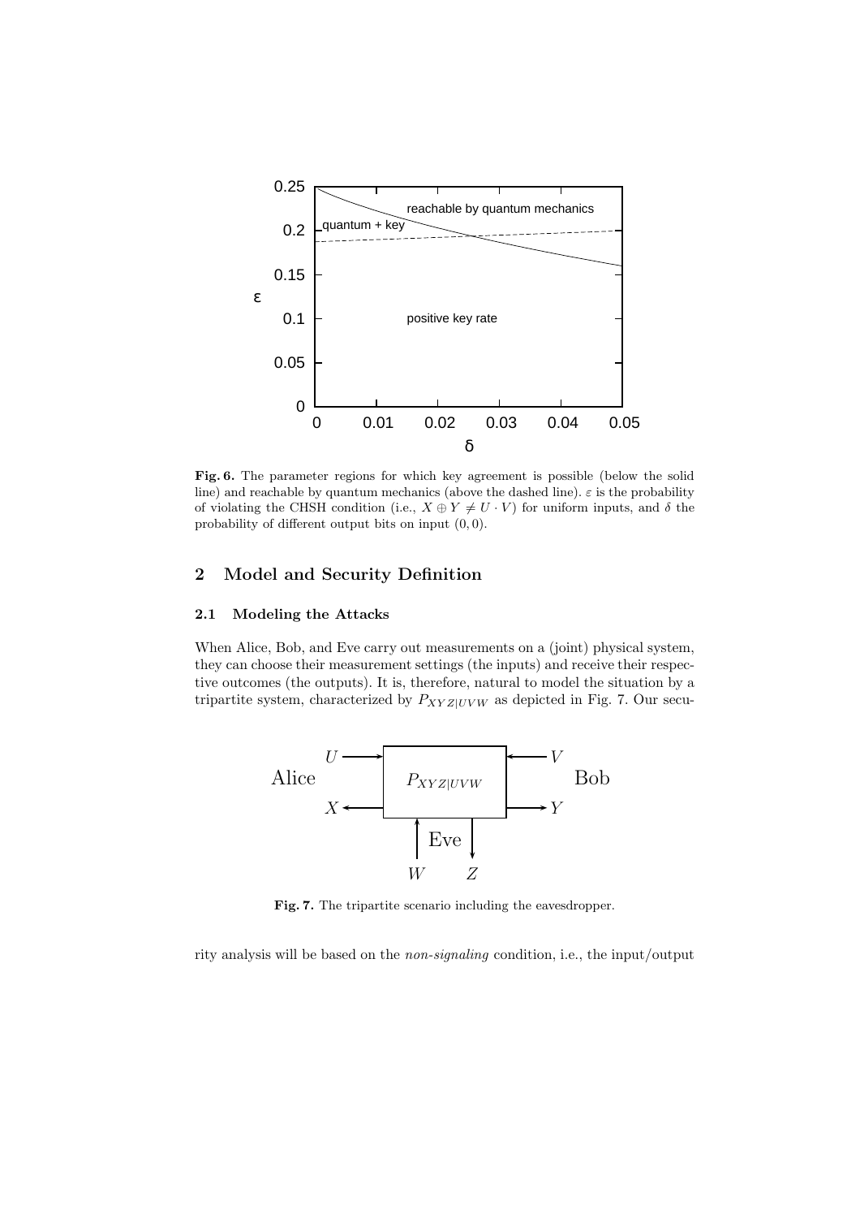Fig. 6. The parameter regions for which key agreement is possible (below the solid line) and reachable by quantum mechanics (above the dashed line). $\varepsilon$ is the probability of violating the CHSH condition (i.e., $X \oplus Y \neq U \cdot V$) for uniform inputs, and $\delta$ the probability of different output bits on input $(0, 0)$.

## 2 Model and Security Definition

### 2.1 Modeling the Attacks

When Alice, Bob, and Eve carry out measurements on a (joint) physical system, they can choose their measurement settings (the inputs) and receive their respective outcomes (the outputs). It is, therefore, natural to model the situation by a tripartite system, characterized by $P_{XYZ|UVW}$ as depicted in Fig. 7. Our security analysis will be based on the *non-signaling* condition, i.e., the input/output

Fig. 7. The tripartite scenario including the eavesdropper.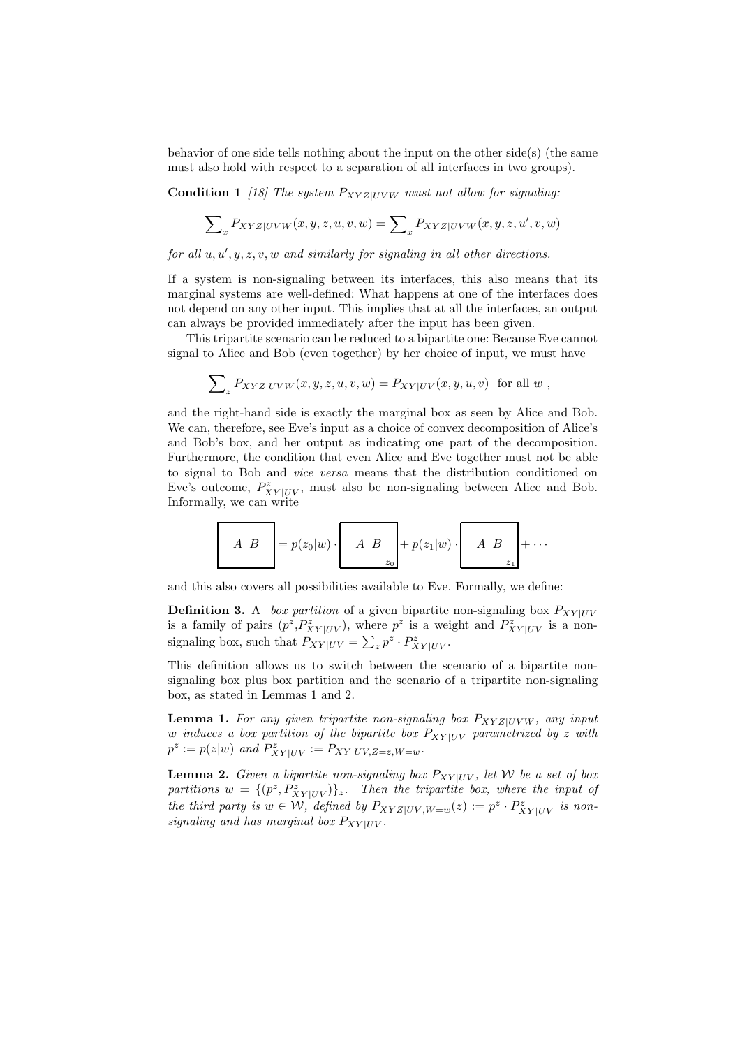behavior of one side tells nothing about the input on the other side(s) (the same must also hold with respect to a separation of all interfaces in two groups).

**Condition 1** *[18] The system $P_{XYZ|UVW}$ must not allow for signaling:*

$$\sum_x P_{XYZ|UVW}(x,y,z,u,v,w) = \sum_x P_{XYZ|UVW}(x,y,z,u',v,w)$$

*for all $u, u', y, z, v, w$ and similarly for signaling in all other directions.*

If a system is non-signaling between its interfaces, this also means that its marginal systems are well-defined: What happens at one of the interfaces does not depend on any other input. This implies that at all the interfaces, an output can always be provided immediately after the input has been given.

This tripartite scenario can be reduced to a bipartite one: Because Eve cannot signal to Alice and Bob (even together) by her choice of input, we must have

$$\sum_z P_{XYZ|UVW}(x,y,z,u,v,w) = P_{XY|UV}(x,y,u,v) \text{ for all } w \ ,$$

and the right-hand side is exactly the marginal box as seen by Alice and Bob. We can, therefore, see Eve's input as a choice of convex decomposition of Alice's and Bob's box, and her output as indicating one part of the decomposition. Furthermore, the condition that even Alice and Eve together must not be able to signal to Bob and *vice versa* means that the distribution conditioned on Eve's outcome, $P^z_{XY|UV}$, must also be non-signaling between Alice and Bob. Informally, we can write

$$\boxed{A \ \ B} = p(z_0|w) \cdot \boxed{A \ \ B}_{\,z_0} + p(z_1|w) \cdot \boxed{A \ \ B}_{\,z_1} + \cdots$$

and this also covers all possibilities available to Eve. Formally, we define:

**Definition 3.** A *box partition* of a given bipartite non-signaling box $P_{XY|UV}$ is a family of pairs $(p^z, P^z_{XY|UV})$, where $p^z$ is a weight and $P^z_{XY|UV}$ is a non-signaling box, such that $P_{XY|UV} = \sum_z p^z \cdot P^z_{XY|UV}$.

This definition allows us to switch between the scenario of a bipartite non-signaling box plus box partition and the scenario of a tripartite non-signaling box, as stated in Lemmas 1 and 2.

**Lemma 1.** *For any given tripartite non-signaling box $P_{XYZ|UVW}$, any input $w$ induces a box partition of the bipartite box $P_{XY|UV}$ parametrized by $z$ with $p^z := p(z|w)$ and $P^z_{XY|UV} := P_{XY|UV,Z=z,W=w}$.*

**Lemma 2.** *Given a bipartite non-signaling box $P_{XY|UV}$, let $\mathcal{W}$ be a set of box partitions $w = \{(p^z, P^z_{XY|UV})\}_z$. Then the tripartite box, where the input of the third party is $w \in \mathcal{W}$, defined by $P_{XYZ|UV,W=w}(z) := p^z \cdot P^z_{XY|UV}$ is non-signaling and has marginal box $P_{XY|UV}$.*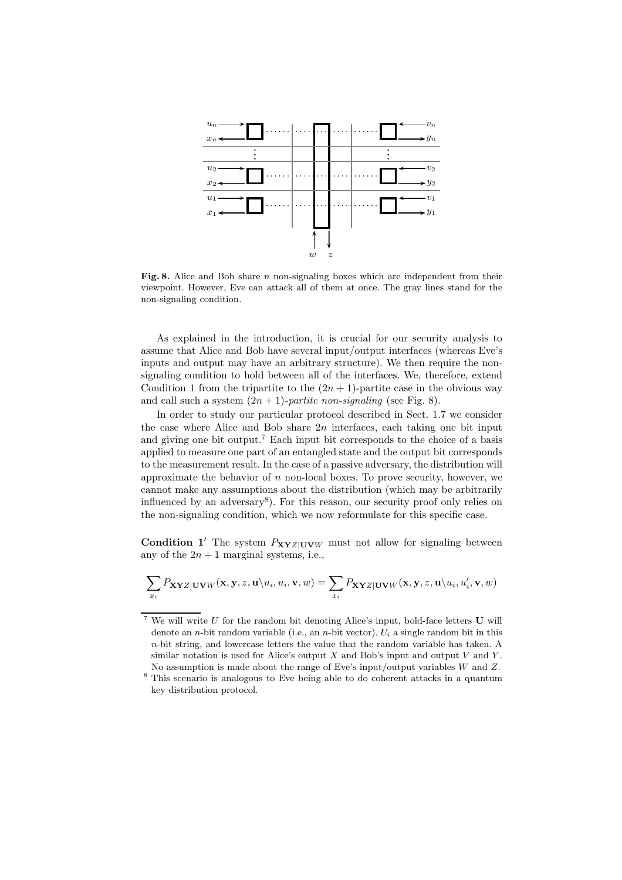**Fig. 8.** Alice and Bob share $n$ non-signaling boxes which are independent from their viewpoint. However, Eve can attack all of them at once. The gray lines stand for the non-signaling condition.

As explained in the introduction, it is crucial for our security analysis to assume that Alice and Bob have several input/output interfaces (whereas Eve's inputs and output may have an arbitrary structure). We then require the non-signaling condition to hold between all of the interfaces. We, therefore, extend Condition 1 from the tripartite to the $(2n+1)$-partite case in the obvious way and call such a system $(2n+1)$-*partite non-signaling* (see Fig. 8).

In order to study our particular protocol described in Sect. 1.7 we consider the case where Alice and Bob share $2n$ interfaces, each taking one bit input and giving one bit output.[7] Each input bit corresponds to the choice of a basis applied to measure one part of an entangled state and the output bit corresponds to the measurement result. In the case of a passive adversary, the distribution will approximate the behavior of $n$ non-local boxes. To prove security, however, we cannot make any assumptions about the distribution (which may be arbitrarily influenced by an adversary[8]). For this reason, our security proof only relies on the non-signaling condition, which we now reformulate for this specific case.

**Condition 1′** The system $P_{\mathbf{XY}Z|\mathbf{UV}W}$ must not allow for signaling between any of the $2n+1$ marginal systems, i.e.,

$$\sum_{x_i} P_{\mathbf{XY}Z|\mathbf{UV}W}(\mathbf{x}, \mathbf{y}, z, \mathbf{u}\backslash u_i, u_i, \mathbf{v}, w) = \sum_{x_i} P_{\mathbf{XY}Z|\mathbf{UV}W}(\mathbf{x}, \mathbf{y}, z, \mathbf{u}\backslash u_i, u_i', \mathbf{v}, w)$$

---

[7] We will write $U$ for the random bit denoting Alice's input, bold-face letters $\mathbf{U}$ will denote an $n$-bit random variable (i.e., an $n$-bit vector), $U_i$ a single random bit in this $n$-bit string, and lowercase letters the value that the random variable has taken. A similar notation is used for Alice's output $X$ and Bob's input and output $V$ and $Y$. No assumption is made about the range of Eve's input/output variables $W$ and $Z$.

[8] This scenario is analogous to Eve being able to do coherent attacks in a quantum key distribution protocol.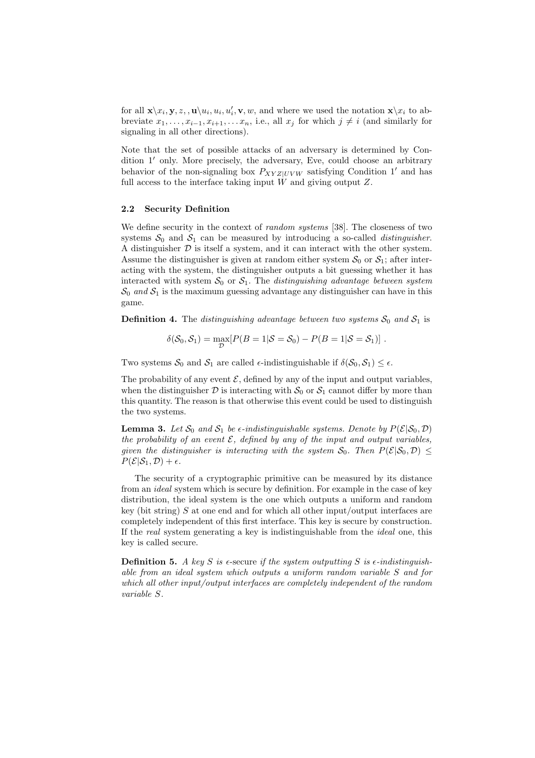for all $\mathbf{x}\backslash x_i, \mathbf{y}, z, , \mathbf{u}\backslash u_i, u_i, u_i', \mathbf{v}, w$, and where we used the notation $\mathbf{x}\backslash x_i$ to abbreviate $x_1, \ldots, x_{i-1}, x_{i+1}, \ldots x_n$, i.e., all $x_j$ for which $j \neq i$ (and similarly for signaling in all other directions).

Note that the set of possible attacks of an adversary is determined by Condition $1'$ only. More precisely, the adversary, Eve, could choose an arbitrary behavior of the non-signaling box $P_{XYZ|UVW}$ satisfying Condition $1'$ and has full access to the interface taking input $W$ and giving output $Z$.

### 2.2 Security Definition

We define security in the context of *random systems* [38]. The closeness of two systems $\mathcal{S}_0$ and $\mathcal{S}_1$ can be measured by introducing a so-called *distinguisher*. A distinguisher $\mathcal{D}$ is itself a system, and it can interact with the other system. Assume the distinguisher is given at random either system $\mathcal{S}_0$ or $\mathcal{S}_1$; after interacting with the system, the distinguisher outputs a bit guessing whether it has interacted with system $\mathcal{S}_0$ or $\mathcal{S}_1$. The *distinguishing advantage between system* $\mathcal{S}_0$ *and* $\mathcal{S}_1$ is the maximum guessing advantage any distinguisher can have in this game.

**Definition 4.** The *distinguishing advantage between two systems* $\mathcal{S}_0$ *and* $\mathcal{S}_1$ is

$$\delta(\mathcal{S}_0, \mathcal{S}_1) = \max_{\mathcal{D}}[P(B = 1|\mathcal{S} = \mathcal{S}_0) - P(B = 1|\mathcal{S} = \mathcal{S}_1)] \ .$$

Two systems $\mathcal{S}_0$ and $\mathcal{S}_1$ are called $\epsilon$-indistinguishable if $\delta(\mathcal{S}_0, \mathcal{S}_1) \leq \epsilon$.

The probability of any event $\mathcal{E}$, defined by any of the input and output variables, when the distinguisher $\mathcal{D}$ is interacting with $\mathcal{S}_0$ or $\mathcal{S}_1$ cannot differ by more than this quantity. The reason is that otherwise this event could be used to distinguish the two systems.

**Lemma 3.** *Let* $\mathcal{S}_0$ *and* $\mathcal{S}_1$ *be* $\epsilon$*-indistinguishable systems. Denote by* $P(\mathcal{E}|\mathcal{S}_0, \mathcal{D})$ *the probability of an event* $\mathcal{E}$*, defined by any of the input and output variables, given the distinguisher is interacting with the system* $\mathcal{S}_0$*. Then* $P(\mathcal{E}|\mathcal{S}_0, \mathcal{D}) \leq P(\mathcal{E}|\mathcal{S}_1, \mathcal{D}) + \epsilon$.

The security of a cryptographic primitive can be measured by its distance from an *ideal* system which is secure by definition. For example in the case of key distribution, the ideal system is the one which outputs a uniform and random key (bit string) $S$ at one end and for which all other input/output interfaces are completely independent of this first interface. This key is secure by construction. If the *real* system generating a key is indistinguishable from the *ideal* one, this key is called secure.

**Definition 5.** *A key* $S$ *is* $\epsilon$-secure *if the system outputting* $S$ *is* $\epsilon$*-indistinguishable from an ideal system which outputs a uniform random variable* $S$ *and for which all other input/output interfaces are completely independent of the random variable* $S$*.*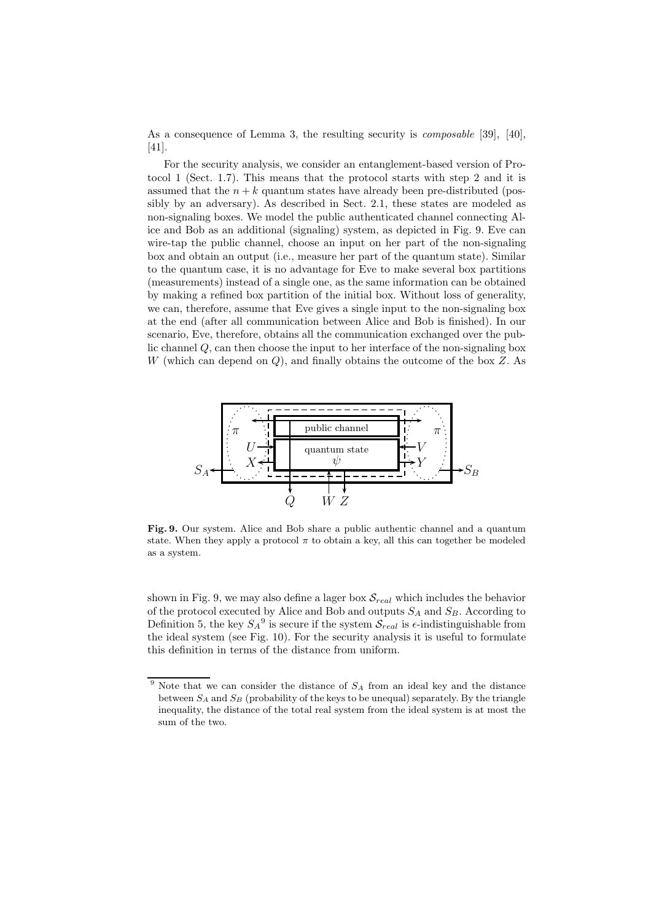As a consequence of Lemma 3, the resulting security is *composable* [39], [40], [41].

For the security analysis, we consider an entanglement-based version of Protocol 1 (Sect. 1.7). This means that the protocol starts with step 2 and it is assumed that the $n + k$ quantum states have already been pre-distributed (possibly by an adversary). As described in Sect. 2.1, these states are modeled as non-signaling boxes. We model the public authenticated channel connecting Alice and Bob as an additional (signaling) system, as depicted in Fig. 9. Eve can wire-tap the public channel, choose an input on her part of the non-signaling box and obtain an output (i.e., measure her part of the quantum state). Similar to the quantum case, it is no advantage for Eve to make several box partitions (measurements) instead of a single one, as the same information can be obtained by making a refined box partition of the initial box. Without loss of generality, we can, therefore, assume that Eve gives a single input to the non-signaling box at the end (after all communication between Alice and Bob is finished). In our scenario, Eve, therefore, obtains all the communication exchanged over the public channel $Q$, can then choose the input to her interface of the non-signaling box $W$ (which can depend on $Q$), and finally obtains the outcome of the box $Z$. As

**Fig. 9.** Our system. Alice and Bob share a public authentic channel and a quantum state. When they apply a protocol $\pi$ to obtain a key, all this can together be modeled as a system.

shown in Fig. 9, we may also define a lager box $\mathcal{S}_{real}$ which includes the behavior of the protocol executed by Alice and Bob and outputs $S_A$ and $S_B$. According to Definition 5, the key $S_A$ [9] is secure if the system $\mathcal{S}_{real}$ is $\epsilon$-indistinguishable from the ideal system (see Fig. 10). For the security analysis it is useful to formulate this definition in terms of the distance from uniform.

[9] Note that we can consider the distance of $S_A$ from an ideal key and the distance between $S_A$ and $S_B$ (probability of the keys to be unequal) separately. By the triangle inequality, the distance of the total real system from the ideal system is at most the sum of the two.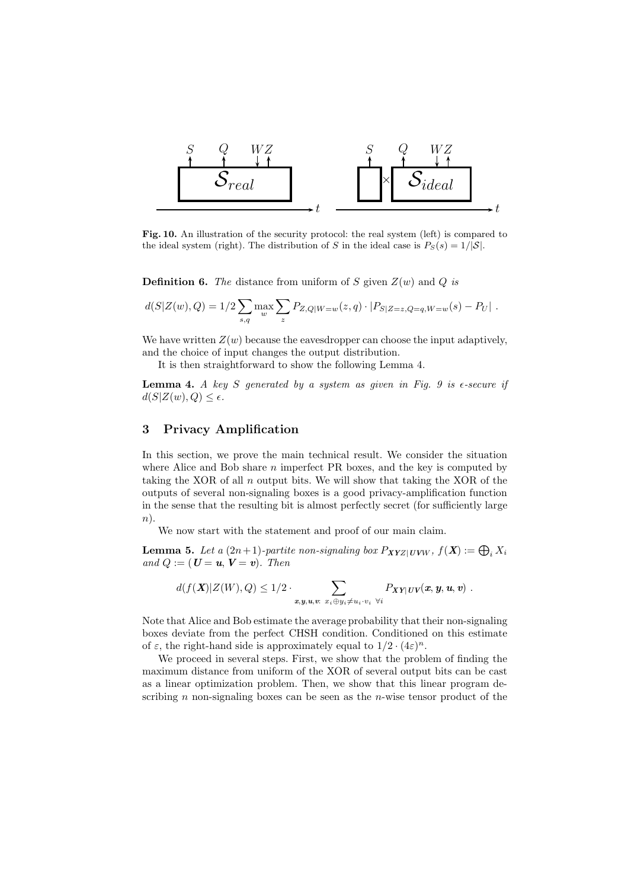Fig. 10. An illustration of the security protocol: the real system (left) is compared to the ideal system (right). The distribution of $S$ in the ideal case is $P_S(s) = 1/|\mathcal{S}|$.

**Definition 6.** *The* distance from uniform of $S$ given $Z(w)$ and $Q$ *is*

$$d(S|Z(w), Q) = 1/2 \sum_{s,q} \max_{w} \sum_{z} P_{Z,Q|W=w}(z,q) \cdot |P_{S|Z=z,Q=q,W=w}(s) - P_U| \ .$$

We have written $Z(w)$ because the eavesdropper can choose the input adaptively, and the choice of input changes the output distribution.

It is then straightforward to show the following Lemma 4.

**Lemma 4.** *A key $S$ generated by a system as given in Fig. 9 is $\epsilon$-secure if $d(S|Z(w), Q) \leq \epsilon$.*

## 3 Privacy Amplification

In this section, we prove the main technical result. We consider the situation where Alice and Bob share $n$ imperfect PR boxes, and the key is computed by taking the XOR of all $n$ output bits. We will show that taking the XOR of the outputs of several non-signaling boxes is a good privacy-amplification function in the sense that the resulting bit is almost perfectly secret (for sufficiently large $n$).

We now start with the statement and proof of our main claim.

**Lemma 5.** *Let a $(2n+1)$-partite non-signaling box $P_{\boldsymbol{XY}Z|\boldsymbol{UV}W}$, $f(\boldsymbol{X}) := \bigoplus_i X_i$ and $Q := (\boldsymbol{U} = \boldsymbol{u}, \boldsymbol{V} = \boldsymbol{v})$. Then*

$$d(f(\boldsymbol{X})|Z(W), Q) \leq 1/2 \cdot \sum_{\boldsymbol{x},\boldsymbol{y},\boldsymbol{u},\boldsymbol{v}:\ x_i \oplus y_i \neq u_i \cdot v_i\ \ \forall i} P_{\boldsymbol{XY}|\boldsymbol{UV}}(\boldsymbol{x}, \boldsymbol{y}, \boldsymbol{u}, \boldsymbol{v}) \ .$$

Note that Alice and Bob estimate the average probability that their non-signaling boxes deviate from the perfect CHSH condition. Conditioned on this estimate of $\varepsilon$, the right-hand side is approximately equal to $1/2 \cdot (4\varepsilon)^n$.

We proceed in several steps. First, we show that the problem of finding the maximum distance from uniform of the XOR of several output bits can be cast as a linear optimization problem. Then, we show that this linear program describing $n$ non-signaling boxes can be seen as the $n$-wise tensor product of the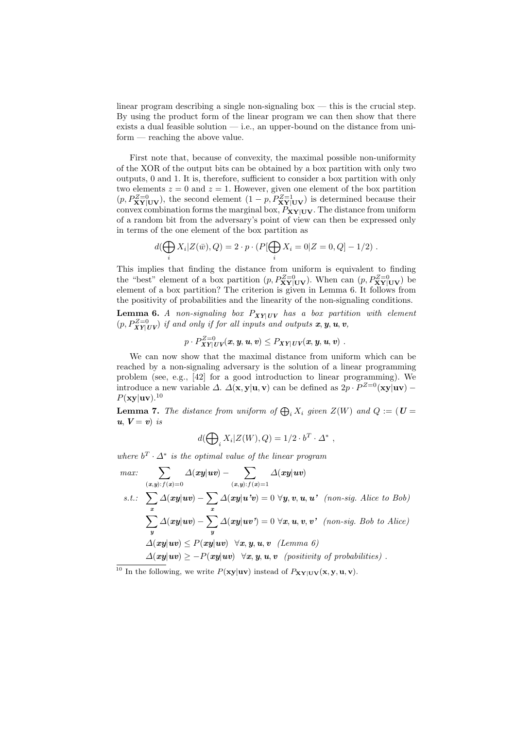linear program describing a single non-signaling box — this is the crucial step. By using the product form of the linear program we can then show that there exists a dual feasible solution — i.e., an upper-bound on the distance from uniform — reaching the above value.

First note that, because of convexity, the maximal possible non-uniformity of the XOR of the output bits can be obtained by a box partition with only two outputs, 0 and 1. It is, therefore, sufficient to consider a box partition with only two elements $z = 0$ and $z = 1$. However, given one element of the box partition $(p, P^{Z=0}_{\mathbf{XY}|\mathbf{UV}})$, the second element $(1-p, P^{Z=1}_{\mathbf{XY}|\mathbf{UV}})$ is determined because their convex combination forms the marginal box, $P_{\mathbf{XY}|\mathbf{UV}}$. The distance from uniform of a random bit from the adversary's point of view can then be expressed only in terms of the one element of the box partition as

$$d(\bigoplus_i X_i | Z(\bar{w}), Q) = 2 \cdot p \cdot (P[\bigoplus_i X_i = 0 | Z = 0, Q] - 1/2) \ .$$

This implies that finding the distance from uniform is equivalent to finding the "best" element of a box partition $(p, P^{Z=0}_{\mathbf{XY}|\mathbf{UV}})$. When can $(p, P^{Z=0}_{\mathbf{XY}|\mathbf{UV}})$ be element of a box partition? The criterion is given in Lemma 6. It follows from the positivity of probabilities and the linearity of the non-signaling conditions.

**Lemma 6.** *A non-signaling box $P_{\boldsymbol{XY}|\boldsymbol{UV}}$ has a box partition with element $(p, P^{Z=0}_{\boldsymbol{XY}|\boldsymbol{UV}})$ if and only if for all inputs and outputs $\boldsymbol{x}, \boldsymbol{y}, \boldsymbol{u}, \boldsymbol{v}$,*

$$p \cdot P^{Z=0}_{\boldsymbol{XY}|\boldsymbol{UV}}(\boldsymbol{x}, \boldsymbol{y}, \boldsymbol{u}, \boldsymbol{v}) \leq P_{\boldsymbol{XY}|\boldsymbol{UV}}(\boldsymbol{x}, \boldsymbol{y}, \boldsymbol{u}, \boldsymbol{v}) \ .$$

We can now show that the maximal distance from uniform which can be reached by a non-signaling adversary is the solution of a linear programming problem (see, e.g., [42] for a good introduction to linear programming). We introduce a new variable $\Delta$. $\Delta(\mathbf{x}, \mathbf{y}|\mathbf{u}, \mathbf{v})$ can be defined as $2p \cdot P^{Z=0}(\mathbf{xy}|\mathbf{uv}) - P(\mathbf{xy}|\mathbf{uv})$.[10]

**Lemma 7.** *The distance from uniform of $\bigoplus_i X_i$ given $Z(W)$ and $Q := (\boldsymbol{U} = \boldsymbol{u}, \boldsymbol{V} = \boldsymbol{v})$ is*

$$d(\bigoplus\nolimits_i X_i | Z(W), Q) = 1/2 \cdot b^T \cdot \Delta^* \ ,$$

*where $b^T \cdot \Delta^*$ is the optimal value of the linear program*

$$\begin{aligned}
\text{max:} \quad & \sum_{(\boldsymbol{x},\boldsymbol{y}):f(\boldsymbol{x})=0} \Delta(\boldsymbol{xy}|\boldsymbol{uv}) - \sum_{(\boldsymbol{x},\boldsymbol{y}):f(\boldsymbol{x})=1} \Delta(\boldsymbol{xy}|\boldsymbol{uv}) \\
\text{s.t.:} \quad & \sum_{\boldsymbol{x}} \Delta(\boldsymbol{xy}|\boldsymbol{uv}) - \sum_{\boldsymbol{x}} \Delta(\boldsymbol{xy}|\boldsymbol{u'v}) = 0 \ \forall \boldsymbol{y}, \boldsymbol{v}, \boldsymbol{u}, \boldsymbol{u'} \ \text{(non-sig. Alice to Bob)} \\
& \sum_{\boldsymbol{y}} \Delta(\boldsymbol{xy}|\boldsymbol{uv}) - \sum_{\boldsymbol{y}} \Delta(\boldsymbol{xy}|\boldsymbol{uv'}) = 0 \ \forall \boldsymbol{x}, \boldsymbol{u}, \boldsymbol{v}, \boldsymbol{v'} \ \text{(non-sig. Bob to Alice)} \\
& \Delta(\boldsymbol{xy}|\boldsymbol{uv}) \leq P(\boldsymbol{xy}|\boldsymbol{uv}) \ \ \forall \boldsymbol{x}, \boldsymbol{y}, \boldsymbol{u}, \boldsymbol{v} \ \ \text{(Lemma 6)} \\
& \Delta(\boldsymbol{xy}|\boldsymbol{uv}) \geq -P(\boldsymbol{xy}|\boldsymbol{uv}) \ \ \forall \boldsymbol{x}, \boldsymbol{y}, \boldsymbol{u}, \boldsymbol{v} \ \ \text{(positivity of probabilities)} \ .
\end{aligned}$$

---

[10] In the following, we write $P(\mathbf{xy}|\mathbf{uv})$ instead of $P_{\mathbf{XY}|\mathbf{UV}}(\mathbf{x}, \mathbf{y}, \mathbf{u}, \mathbf{v})$.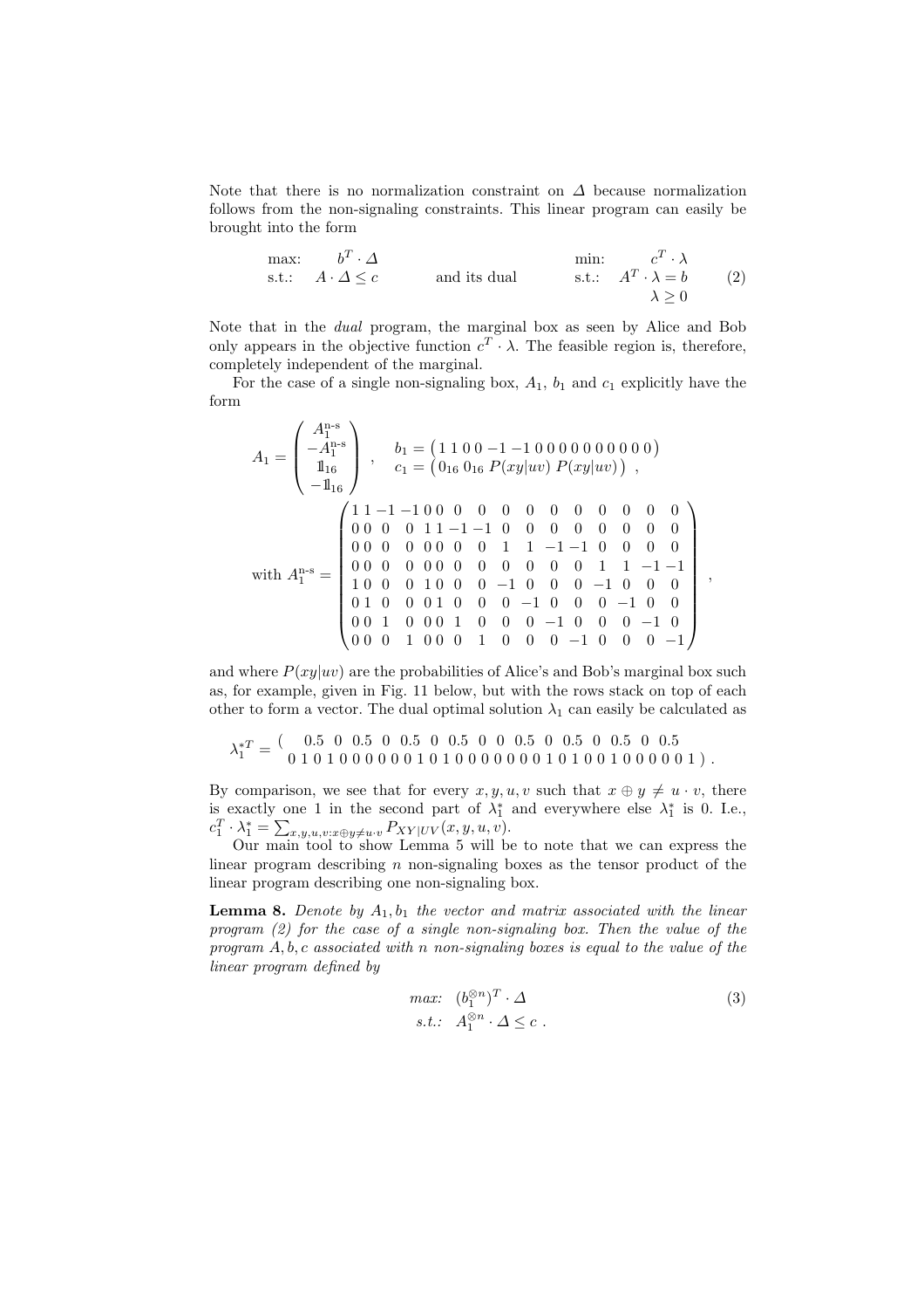Note that there is no normalization constraint on $\Delta$ because normalization follows from the non-signaling constraints. This linear program can easily be brought into the form

$$\begin{array}{llcll} \text{max:} & b^T \cdot \Delta & & \text{min:} & c^T \cdot \lambda \\ \text{s.t.:} & A \cdot \Delta \leq c & \text{and its dual} & \text{s.t.:} & A^T \cdot \lambda = b \\ & & & & \lambda \geq 0 \end{array} \tag{2}$$

Note that in the *dual* program, the marginal box as seen by Alice and Bob only appears in the objective function $c^T \cdot \lambda$. The feasible region is, therefore, completely independent of the marginal.

For the case of a single non-signaling box, $A_1$, $b_1$ and $c_1$ explicitly have the form

$$A_1 = \begin{pmatrix} A_1^{\text{n-s}} \\ -A_1^{\text{n-s}} \\ \mathbb{1}_{16} \\ -\mathbb{1}_{16} \end{pmatrix} \quad , \quad \begin{array}{l} b_1 = \begin{pmatrix} 1 \; 1 \; 0 \; 0 \; -1 \; -1 \; 0 \; 0 \; 0 \; 0 \; 0 \; 0 \; 0 \; 0 \; 0 \; 0 \end{pmatrix} \\ c_1 = \begin{pmatrix} 0_{16} \; 0_{16} \; P(xy|uv) \; P(xy|uv) \end{pmatrix} \end{array} ,$$

$$\text{with } A_1^{\text{n-s}} = \begin{pmatrix} 1 & 1 & -1 & -1 & 0 & 0 & 0 & 0 & 0 & 0 & 0 & 0 & 0 & 0 & 0 & 0 \\ 0 & 0 & 0 & 0 & 1 & 1 & -1 & -1 & 0 & 0 & 0 & 0 & 0 & 0 & 0 & 0 \\ 0 & 0 & 0 & 0 & 0 & 0 & 0 & 0 & 1 & 1 & -1 & -1 & 0 & 0 & 0 & 0 \\ 0 & 0 & 0 & 0 & 0 & 0 & 0 & 0 & 0 & 0 & 0 & 0 & 1 & 1 & -1 & -1 \\ 1 & 0 & 0 & 0 & 1 & 0 & 0 & 0 & -1 & 0 & 0 & 0 & -1 & 0 & 0 & 0 \\ 0 & 1 & 0 & 0 & 0 & 1 & 0 & 0 & 0 & -1 & 0 & 0 & 0 & -1 & 0 & 0 \\ 0 & 0 & 1 & 0 & 0 & 0 & 1 & 0 & 0 & 0 & -1 & 0 & 0 & 0 & -1 & 0 \\ 0 & 0 & 0 & 1 & 0 & 0 & 0 & 1 & 0 & 0 & 0 & -1 & 0 & 0 & 0 & -1 \end{pmatrix} ,$$

and where $P(xy|uv)$ are the probabilities of Alice's and Bob's marginal box such as, for example, given in Fig. 11 below, but with the rows stack on top of each other to form a vector. The dual optimal solution $\lambda_1$ can easily be calculated as

$$\lambda_1^{*T} = \begin{pmatrix} 0.5 \; 0 \; 0.5 \; 0 \; 0.5 \; 0 \; 0.5 \; 0 \; 0 \; 0.5 \; 0 \; 0.5 \; 0 \; 0.5 \; 0 \; 0.5 \\ 0 \; 1 \; 0 \; 1 \; 0 \; 0 \; 0 \; 0 \; 0 \; 0 \; 0 \; 1 \; 0 \; 1 \; 0 \; 0 \; 0 \; 0 \; 0 \; 0 \; 0 \; 0 \; 1 \; 0 \; 1 \; 0 \; 0 \; 1 \; 0 \; 0 \; 0 \; 0 \; 0 \; 0 \; 1 \end{pmatrix} .$$

By comparison, we see that for every $x, y, u, v$ such that $x \oplus y \neq u \cdot v$, there is exactly one 1 in the second part of $\lambda_1^*$ and everywhere else $\lambda_1^*$ is 0. I.e., $c_1^T \cdot \lambda_1^* = \sum_{x,y,u,v:x \oplus y \neq u \cdot v} P_{XY|UV}(x, y, u, v)$.

Our main tool to show Lemma 5 will be to note that we can express the linear program describing $n$ non-signaling boxes as the tensor product of the linear program describing one non-signaling box.

**Lemma 8.** *Denote by $A_1, b_1$ the vector and matrix associated with the linear program (2) for the case of a single non-signaling box. Then the value of the program $A, b, c$ associated with $n$ non-signaling boxes is equal to the value of the linear program defined by*

$$\begin{array}{ll} \textit{max:} & (b_1^{\otimes n})^T \cdot \Delta \\ \textit{s.t.:} & A_1^{\otimes n} \cdot \Delta \leq c \; . \end{array} \tag{3}$$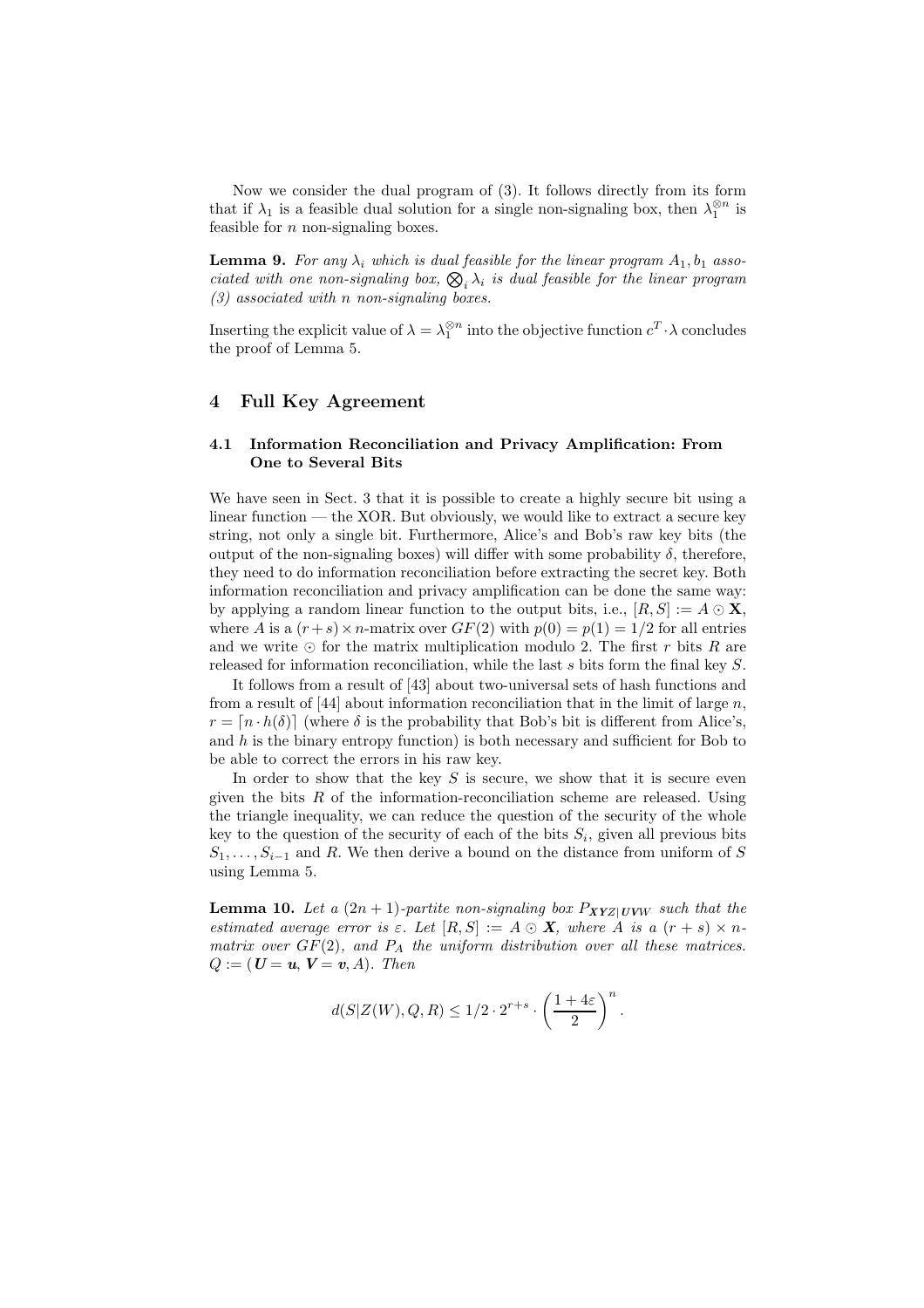Now we consider the dual program of (3). It follows directly from its form that if $\lambda_1$ is a feasible dual solution for a single non-signaling box, then $\lambda_1^{\otimes n}$ is feasible for $n$ non-signaling boxes.

**Lemma 9.** *For any $\lambda_i$ which is dual feasible for the linear program $A_1, b_1$ associated with one non-signaling box, $\bigotimes_i \lambda_i$ is dual feasible for the linear program (3) associated with $n$ non-signaling boxes.*

Inserting the explicit value of $\lambda = \lambda_1^{\otimes n}$ into the objective function $c^T \cdot \lambda$ concludes the proof of Lemma 5.

## 4 Full Key Agreement

### 4.1 Information Reconciliation and Privacy Amplification: From One to Several Bits

We have seen in Sect. 3 that it is possible to create a highly secure bit using a linear function — the XOR. But obviously, we would like to extract a secure key string, not only a single bit. Furthermore, Alice's and Bob's raw key bits (the output of the non-signaling boxes) will differ with some probability $\delta$, therefore, they need to do information reconciliation before extracting the secret key. Both information reconciliation and privacy amplification can be done the same way: by applying a random linear function to the output bits, i.e., $[R, S] := A \odot \mathbf{X}$, where $A$ is a $(r+s) \times n$-matrix over $GF(2)$ with $p(0) = p(1) = 1/2$ for all entries and we write $\odot$ for the matrix multiplication modulo 2. The first $r$ bits $R$ are released for information reconciliation, while the last $s$ bits form the final key $S$.

It follows from a result of [43] about two-universal sets of hash functions and from a result of [44] about information reconciliation that in the limit of large $n$, $r = \lceil n \cdot h(\delta) \rceil$ (where $\delta$ is the probability that Bob's bit is different from Alice's, and $h$ is the binary entropy function) is both necessary and sufficient for Bob to be able to correct the errors in his raw key.

In order to show that the key $S$ is secure, we show that it is secure even given the bits $R$ of the information-reconciliation scheme are released. Using the triangle inequality, we can reduce the question of the security of the whole key to the question of the security of each of the bits $S_i$, given all previous bits $S_1, \ldots, S_{i-1}$ and $R$. We then derive a bound on the distance from uniform of $S$ using Lemma 5.

**Lemma 10.** *Let a $(2n+1)$-partite non-signaling box $P_{\boldsymbol{XYZ}|\boldsymbol{UVW}}$ such that the estimated average error is $\varepsilon$. Let $[R, S] := A \odot \boldsymbol{X}$, where $A$ is a $(r+s) \times n$-matrix over $GF(2)$, and $P_A$ the uniform distribution over all these matrices. $Q := (\boldsymbol{U} = \boldsymbol{u}, \boldsymbol{V} = \boldsymbol{v}, A)$. Then*

$$d(S|Z(W), Q, R) \leq 1/2 \cdot 2^{r+s} \cdot \left(\frac{1+4\varepsilon}{2}\right)^n .$$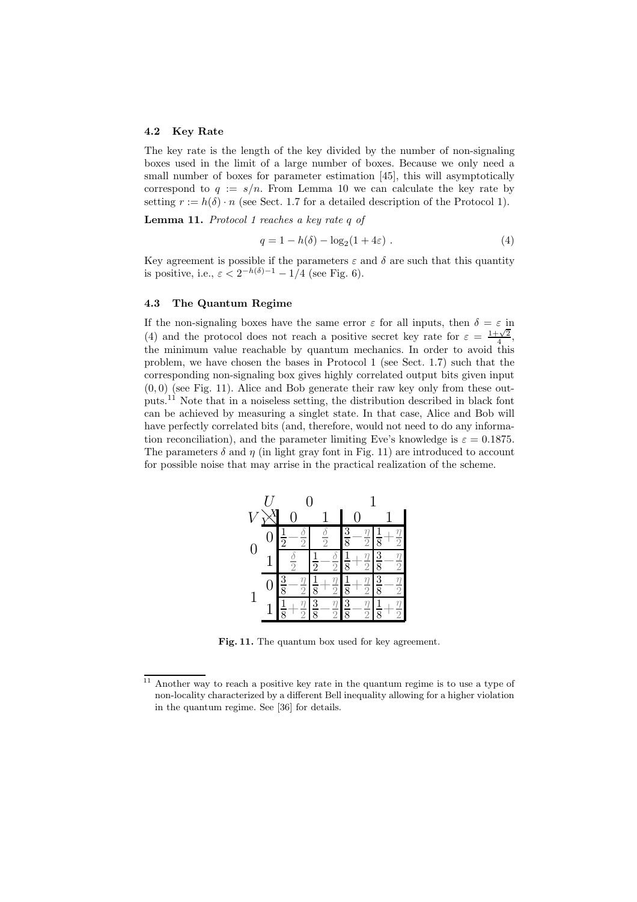### 4.2 Key Rate

The key rate is the length of the key divided by the number of non-signaling boxes used in the limit of a large number of boxes. Because we only need a small number of boxes for parameter estimation [45], this will asymptotically correspond to $q := s/n$. From Lemma 10 we can calculate the key rate by setting $r := h(\delta) \cdot n$ (see Sect. 1.7 for a detailed description of the Protocol 1).

**Lemma 11.** *Protocol 1 reaches a key rate $q$ of*

$$q = 1 - h(\delta) - \log_2(1 + 4\varepsilon) \ . \tag{4}$$

Key agreement is possible if the parameters $\varepsilon$ and $\delta$ are such that this quantity is positive, i.e., $\varepsilon < 2^{-h(\delta)-1} - 1/4$ (see Fig. 6).

### 4.3 The Quantum Regime

If the non-signaling boxes have the same error $\varepsilon$ for all inputs, then $\delta = \varepsilon$ in (4) and the protocol does not reach a positive secret key rate for $\varepsilon = \frac{1+\sqrt{2}}{4}$, the minimum value reachable by quantum mechanics. In order to avoid this problem, we have chosen the bases in Protocol 1 (see Sect. 1.7) such that the corresponding non-signaling box gives highly correlated output bits given input $(0, 0)$ (see Fig. 11). Alice and Bob generate their raw key only from these outputs.[11] Note that in a noiseless setting, the distribution described in black font can be achieved by measuring a singlet state. In that case, Alice and Bob will have perfectly correlated bits (and, therefore, would not need to do any information reconciliation), and the parameter limiting Eve's knowledge is $\varepsilon = 0.1875$. The parameters $\delta$ and $\eta$ (in light gray font in Fig. 11) are introduced to account for possible noise that may arise in the practical realization of the scheme.

| $V$ \ $U$ | $Y$ \ $X$ | $U=0$, $X=0$ | $U=0$, $X=1$ | $U=1$, $X=0$ | $U=1$, $X=1$ |
|---|---|---|---|---|---|
| 0 | 0 | $\frac{1}{2}-\frac{\delta}{2}$ | $\frac{\delta}{2}$ | $\frac{3}{8}-\frac{\eta}{2}$ | $\frac{1}{8}+\frac{\eta}{2}$ |
| 0 | 1 | $\frac{\delta}{2}$ | $\frac{1}{2}-\frac{\delta}{2}$ | $\frac{1}{8}+\frac{\eta}{2}$ | $\frac{3}{8}-\frac{\eta}{2}$ |
| 1 | 0 | $\frac{3}{8}-\frac{\eta}{2}$ | $\frac{1}{8}+\frac{\eta}{2}$ | $\frac{1}{8}+\frac{\eta}{2}$ | $\frac{3}{8}-\frac{\eta}{2}$ |
| 1 | 1 | $\frac{1}{8}+\frac{\eta}{2}$ | $\frac{3}{8}-\frac{\eta}{2}$ | $\frac{3}{8}-\frac{\eta}{2}$ | $\frac{1}{8}+\frac{\eta}{2}$ |

**Fig. 11.** The quantum box used for key agreement.

[11] Another way to reach a positive key rate in the quantum regime is to use a type of non-locality characterized by a different Bell inequality allowing for a higher violation in the quantum regime. See [36] for details.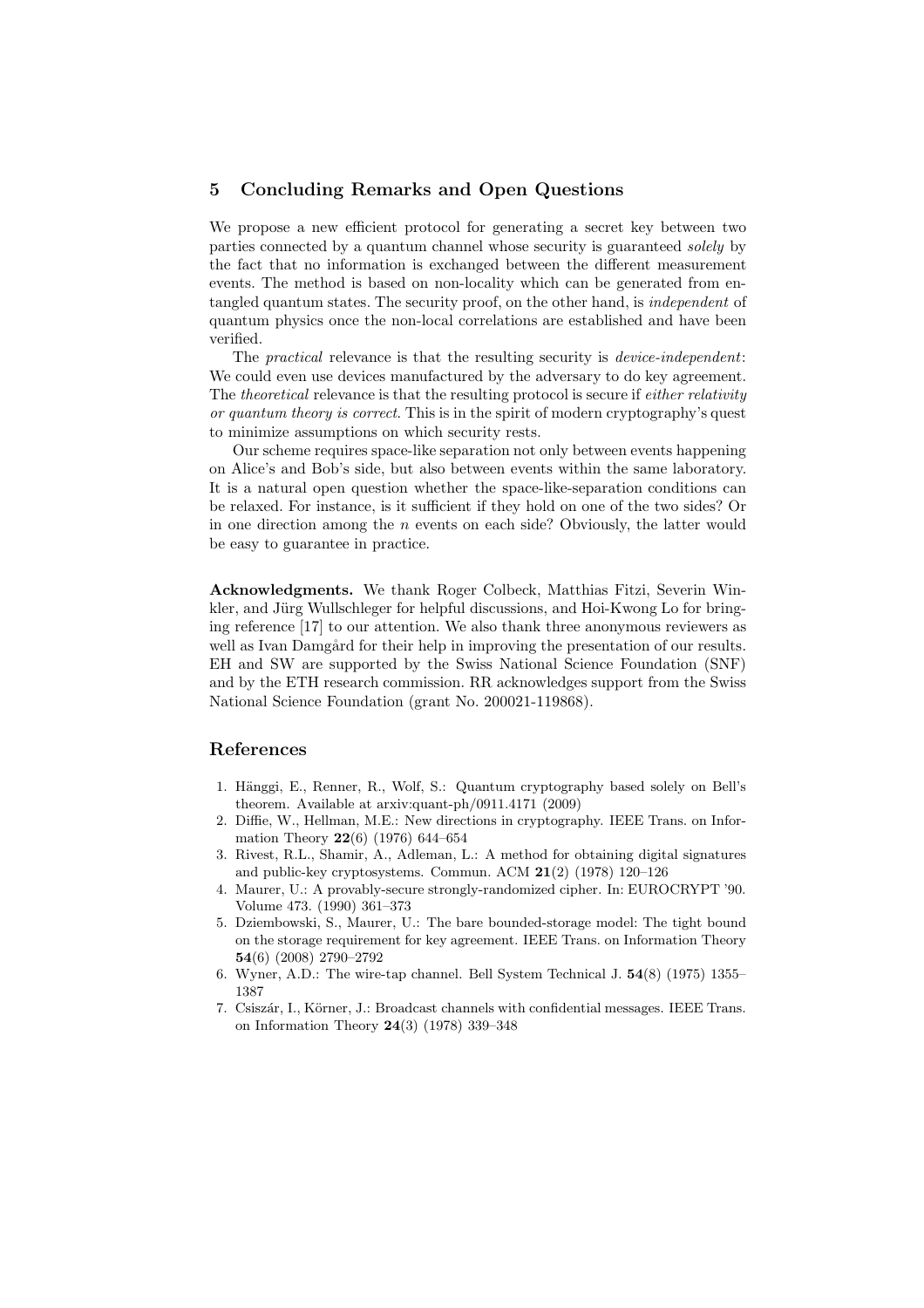## 5 Concluding Remarks and Open Questions

We propose a new efficient protocol for generating a secret key between two parties connected by a quantum channel whose security is guaranteed *solely* by the fact that no information is exchanged between the different measurement events. The method is based on non-locality which can be generated from entangled quantum states. The security proof, on the other hand, is *independent* of quantum physics once the non-local correlations are established and have been verified.

The *practical* relevance is that the resulting security is *device-independent*: We could even use devices manufactured by the adversary to do key agreement. The *theoretical* relevance is that the resulting protocol is secure if *either relativity or quantum theory is correct*. This is in the spirit of modern cryptography's quest to minimize assumptions on which security rests.

Our scheme requires space-like separation not only between events happening on Alice's and Bob's side, but also between events within the same laboratory. It is a natural open question whether the space-like-separation conditions can be relaxed. For instance, is it sufficient if they hold on one of the two sides? Or in one direction among the $n$ events on each side? Obviously, the latter would be easy to guarantee in practice.

**Acknowledgments.** We thank Roger Colbeck, Matthias Fitzi, Severin Winkler, and Jürg Wullschleger for helpful discussions, and Hoi-Kwong Lo for bringing reference [17] to our attention. We also thank three anonymous reviewers as well as Ivan Damgård for their help in improving the presentation of our results. EH and SW are supported by the Swiss National Science Foundation (SNF) and by the ETH research commission. RR acknowledges support from the Swiss National Science Foundation (grant No. 200021-119868).

## References

1. Hänggi, E., Renner, R., Wolf, S.: Quantum cryptography based solely on Bell's theorem. Available at arxiv:quant-ph/0911.4171 (2009)
2. Diffie, W., Hellman, M.E.: New directions in cryptography. IEEE Trans. on Information Theory **22**(6) (1976) 644–654
3. Rivest, R.L., Shamir, A., Adleman, L.: A method for obtaining digital signatures and public-key cryptosystems. Commun. ACM **21**(2) (1978) 120–126
4. Maurer, U.: A provably-secure strongly-randomized cipher. In: EUROCRYPT '90. Volume 473. (1990) 361–373
5. Dziembowski, S., Maurer, U.: The bare bounded-storage model: The tight bound on the storage requirement for key agreement. IEEE Trans. on Information Theory **54**(6) (2008) 2790–2792
6. Wyner, A.D.: The wire-tap channel. Bell System Technical J. **54**(8) (1975) 1355–1387
7. Csiszár, I., Körner, J.: Broadcast channels with confidential messages. IEEE Trans. on Information Theory **24**(3) (1978) 339–348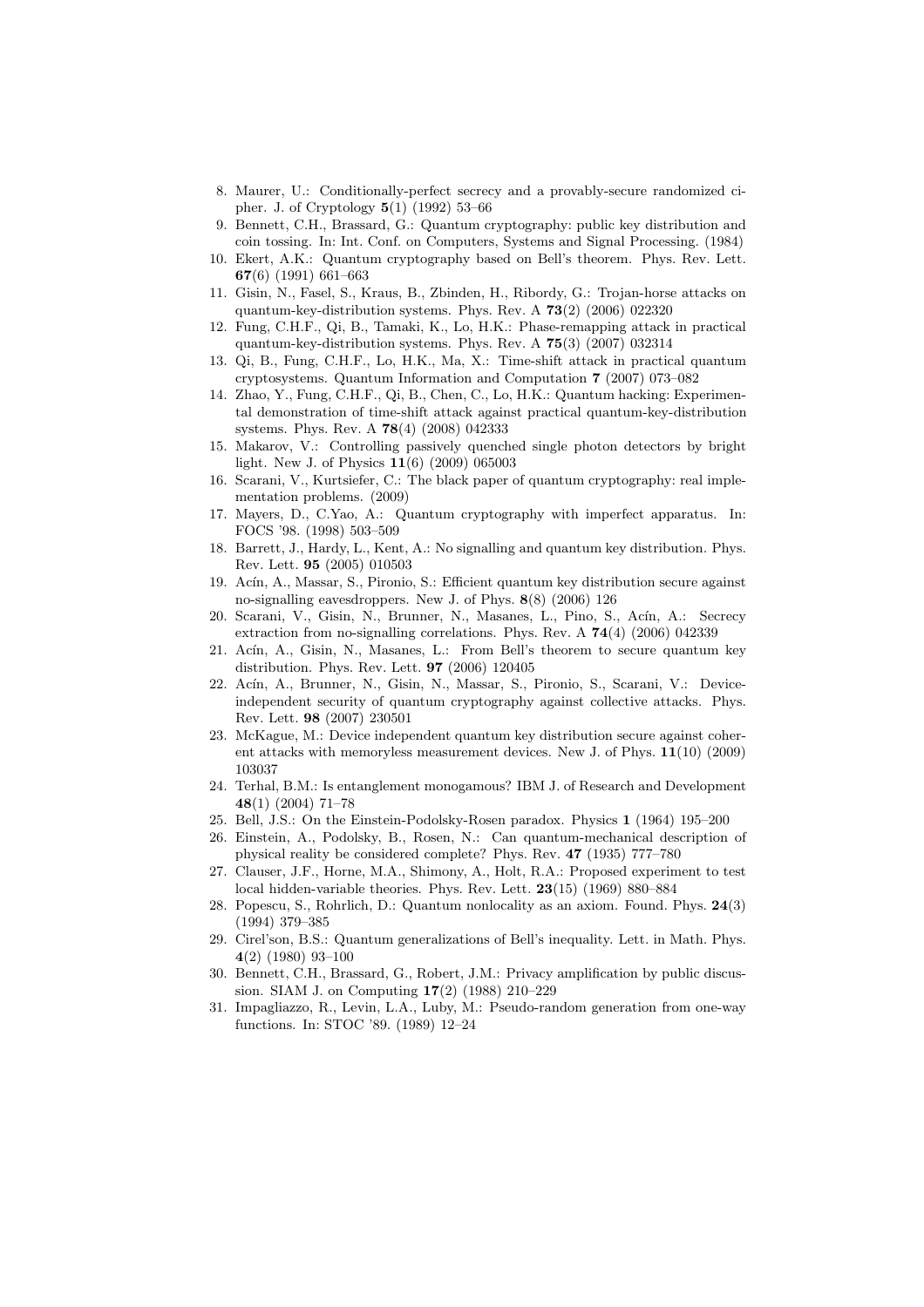8. Maurer, U.: Conditionally-perfect secrecy and a provably-secure randomized cipher. J. of Cryptology **5**(1) (1992) 53–66
9. Bennett, C.H., Brassard, G.: Quantum cryptography: public key distribution and coin tossing. In: Int. Conf. on Computers, Systems and Signal Processing. (1984)
10. Ekert, A.K.: Quantum cryptography based on Bell's theorem. Phys. Rev. Lett. **67**(6) (1991) 661–663
11. Gisin, N., Fasel, S., Kraus, B., Zbinden, H., Ribordy, G.: Trojan-horse attacks on quantum-key-distribution systems. Phys. Rev. A **73**(2) (2006) 022320
12. Fung, C.H.F., Qi, B., Tamaki, K., Lo, H.K.: Phase-remapping attack in practical quantum-key-distribution systems. Phys. Rev. A **75**(3) (2007) 032314
13. Qi, B., Fung, C.H.F., Lo, H.K., Ma, X.: Time-shift attack in practical quantum cryptosystems. Quantum Information and Computation **7** (2007) 073–082
14. Zhao, Y., Fung, C.H.F., Qi, B., Chen, C., Lo, H.K.: Quantum hacking: Experimental demonstration of time-shift attack against practical quantum-key-distribution systems. Phys. Rev. A **78**(4) (2008) 042333
15. Makarov, V.: Controlling passively quenched single photon detectors by bright light. New J. of Physics **11**(6) (2009) 065003
16. Scarani, V., Kurtsiefer, C.: The black paper of quantum cryptography: real implementation problems. (2009)
17. Mayers, D., C.Yao, A.: Quantum cryptography with imperfect apparatus. In: FOCS '98. (1998) 503–509
18. Barrett, J., Hardy, L., Kent, A.: No signalling and quantum key distribution. Phys. Rev. Lett. **95** (2005) 010503
19. Acín, A., Massar, S., Pironio, S.: Efficient quantum key distribution secure against no-signalling eavesdroppers. New J. of Phys. **8**(8) (2006) 126
20. Scarani, V., Gisin, N., Brunner, N., Masanes, L., Pino, S., Acín, A.: Secrecy extraction from no-signalling correlations. Phys. Rev. A **74**(4) (2006) 042339
21. Acín, A., Gisin, N., Masanes, L.: From Bell's theorem to secure quantum key distribution. Phys. Rev. Lett. **97** (2006) 120405
22. Acín, A., Brunner, N., Gisin, N., Massar, S., Pironio, S., Scarani, V.: Device-independent security of quantum cryptography against collective attacks. Phys. Rev. Lett. **98** (2007) 230501
23. McKague, M.: Device independent quantum key distribution secure against coherent attacks with memoryless measurement devices. New J. of Phys. **11**(10) (2009) 103037
24. Terhal, B.M.: Is entanglement monogamous? IBM J. of Research and Development **48**(1) (2004) 71–78
25. Bell, J.S.: On the Einstein-Podolsky-Rosen paradox. Physics **1** (1964) 195–200
26. Einstein, A., Podolsky, B., Rosen, N.: Can quantum-mechanical description of physical reality be considered complete? Phys. Rev. **47** (1935) 777–780
27. Clauser, J.F., Horne, M.A., Shimony, A., Holt, R.A.: Proposed experiment to test local hidden-variable theories. Phys. Rev. Lett. **23**(15) (1969) 880–884
28. Popescu, S., Rohrlich, D.: Quantum nonlocality as an axiom. Found. Phys. **24**(3) (1994) 379–385
29. Cirel'son, B.S.: Quantum generalizations of Bell's inequality. Lett. in Math. Phys. **4**(2) (1980) 93–100
30. Bennett, C.H., Brassard, G., Robert, J.M.: Privacy amplification by public discussion. SIAM J. on Computing **17**(2) (1988) 210–229
31. Impagliazzo, R., Levin, L.A., Luby, M.: Pseudo-random generation from one-way functions. In: STOC '89. (1989) 12–24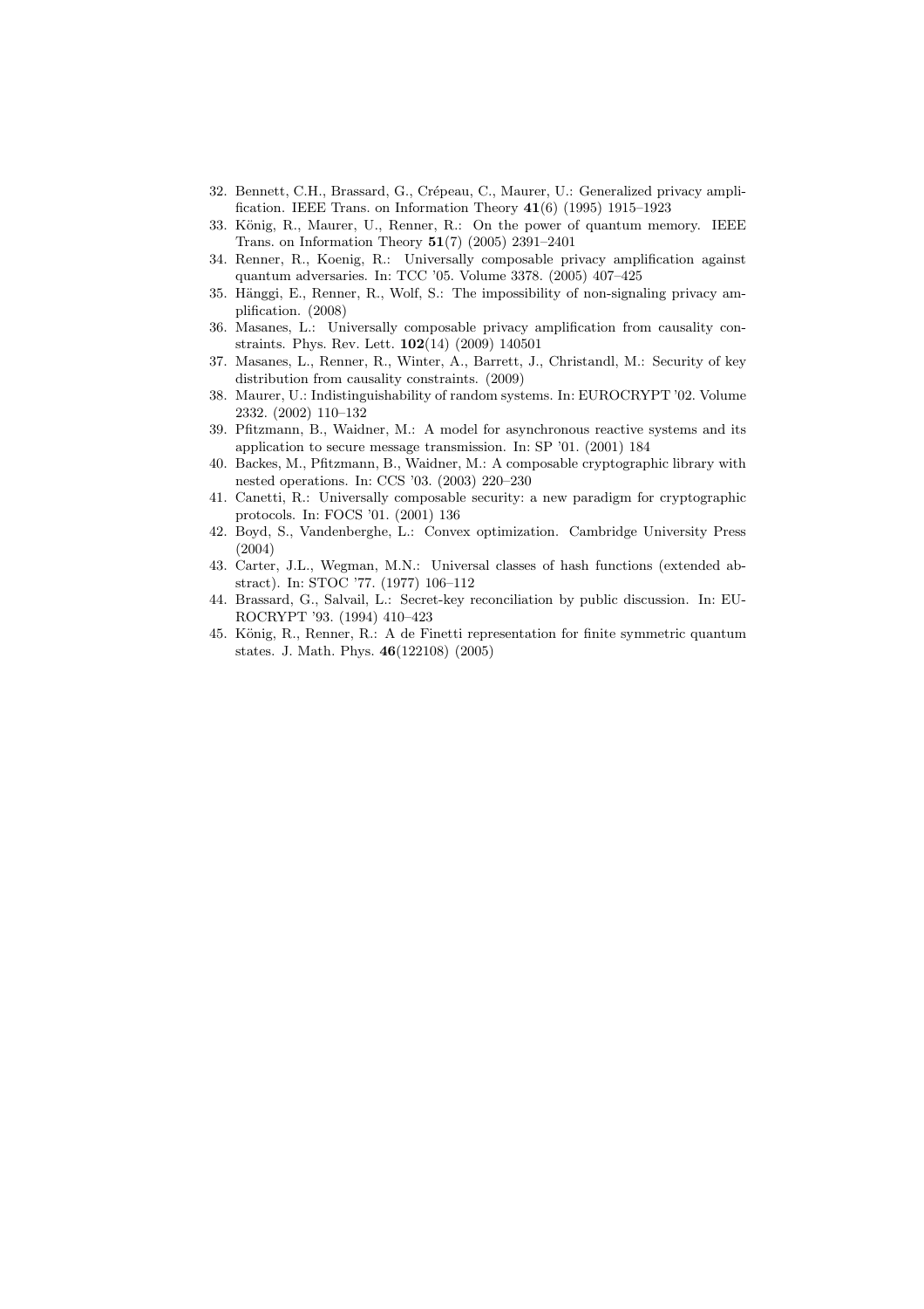32. Bennett, C.H., Brassard, G., Crépeau, C., Maurer, U.: Generalized privacy amplification. IEEE Trans. on Information Theory **41**(6) (1995) 1915–1923
33. König, R., Maurer, U., Renner, R.: On the power of quantum memory. IEEE Trans. on Information Theory **51**(7) (2005) 2391–2401
34. Renner, R., Koenig, R.: Universally composable privacy amplification against quantum adversaries. In: TCC '05. Volume 3378. (2005) 407–425
35. Hänggi, E., Renner, R., Wolf, S.: The impossibility of non-signaling privacy amplification. (2008)
36. Masanes, L.: Universally composable privacy amplification from causality constraints. Phys. Rev. Lett. **102**(14) (2009) 140501
37. Masanes, L., Renner, R., Winter, A., Barrett, J., Christandl, M.: Security of key distribution from causality constraints. (2009)
38. Maurer, U.: Indistinguishability of random systems. In: EUROCRYPT '02. Volume 2332. (2002) 110–132
39. Pfitzmann, B., Waidner, M.: A model for asynchronous reactive systems and its application to secure message transmission. In: SP '01. (2001) 184
40. Backes, M., Pfitzmann, B., Waidner, M.: A composable cryptographic library with nested operations. In: CCS '03. (2003) 220–230
41. Canetti, R.: Universally composable security: a new paradigm for cryptographic protocols. In: FOCS '01. (2001) 136
42. Boyd, S., Vandenberghe, L.: Convex optimization. Cambridge University Press (2004)
43. Carter, J.L., Wegman, M.N.: Universal classes of hash functions (extended abstract). In: STOC '77. (1977) 106–112
44. Brassard, G., Salvail, L.: Secret-key reconciliation by public discussion. In: EUROCRYPT '93. (1994) 410–423
45. König, R., Renner, R.: A de Finetti representation for finite symmetric quantum states. J. Math. Phys. **46**(122108) (2005)